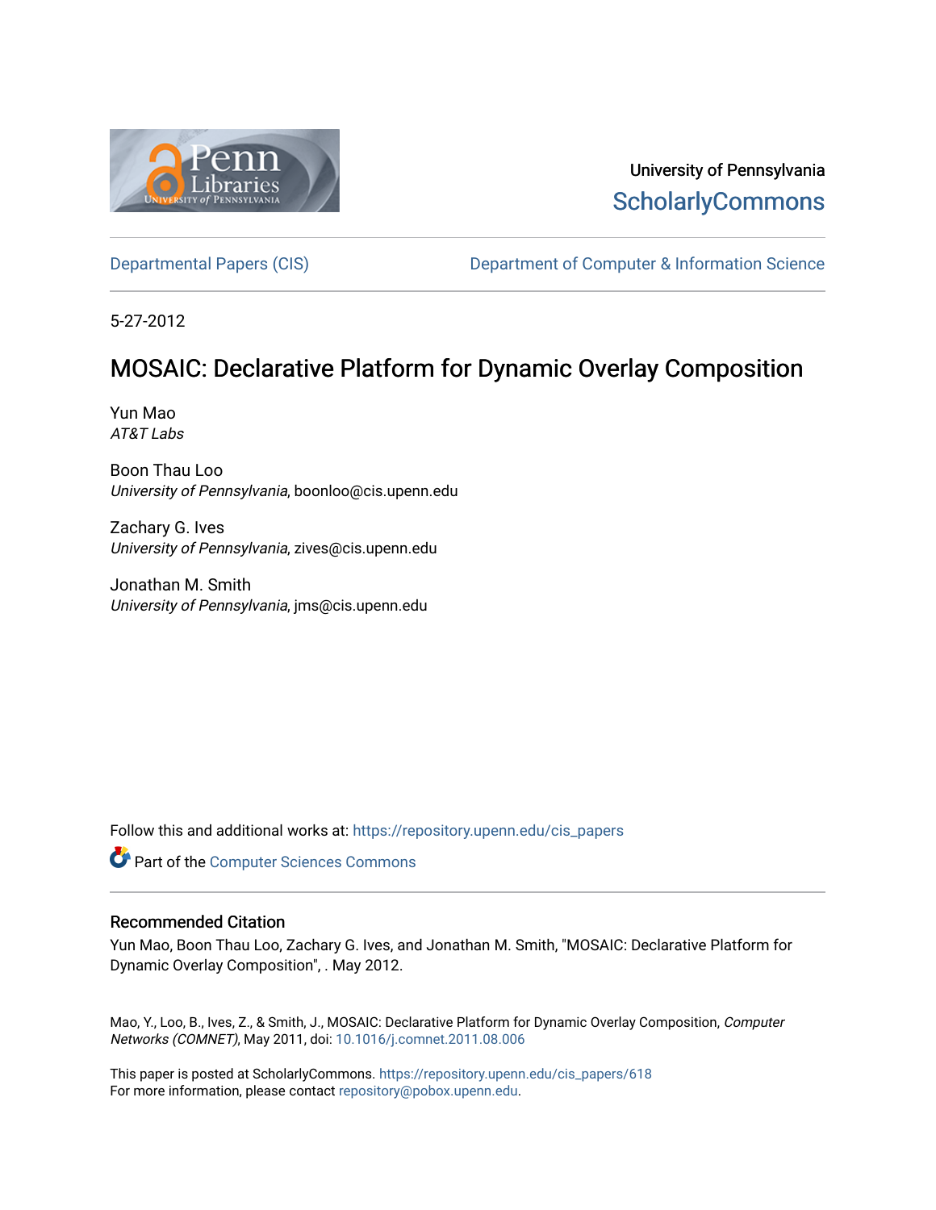University of Pennsylvania
ScholarlyCommons

Departmental Papers (CIS)

Department of Computer & Information Science

5-27-2012

# MOSAIC: Declarative Platform for Dynamic Overlay Composition

Yun Mao
*AT&T Labs*

Boon Thau Loo
*University of Pennsylvania*, boonloo@cis.upenn.edu

Zachary G. Ives
*University of Pennsylvania*, zives@cis.upenn.edu

Jonathan M. Smith
*University of Pennsylvania*, jms@cis.upenn.edu

Follow this and additional works at: https://repository.upenn.edu/cis_papers

Part of the Computer Sciences Commons

## Recommended Citation

Yun Mao, Boon Thau Loo, Zachary G. Ives, and Jonathan M. Smith, "MOSAIC: Declarative Platform for Dynamic Overlay Composition", . May 2012.

Mao, Y., Loo, B., Ives, Z., & Smith, J., MOSAIC: Declarative Platform for Dynamic Overlay Composition, *Computer Networks (COMNET)*, May 2011, doi: 10.1016/j.comnet.2011.08.006

This paper is posted at ScholarlyCommons. https://repository.upenn.edu/cis_papers/618
For more information, please contact repository@pobox.upenn.edu.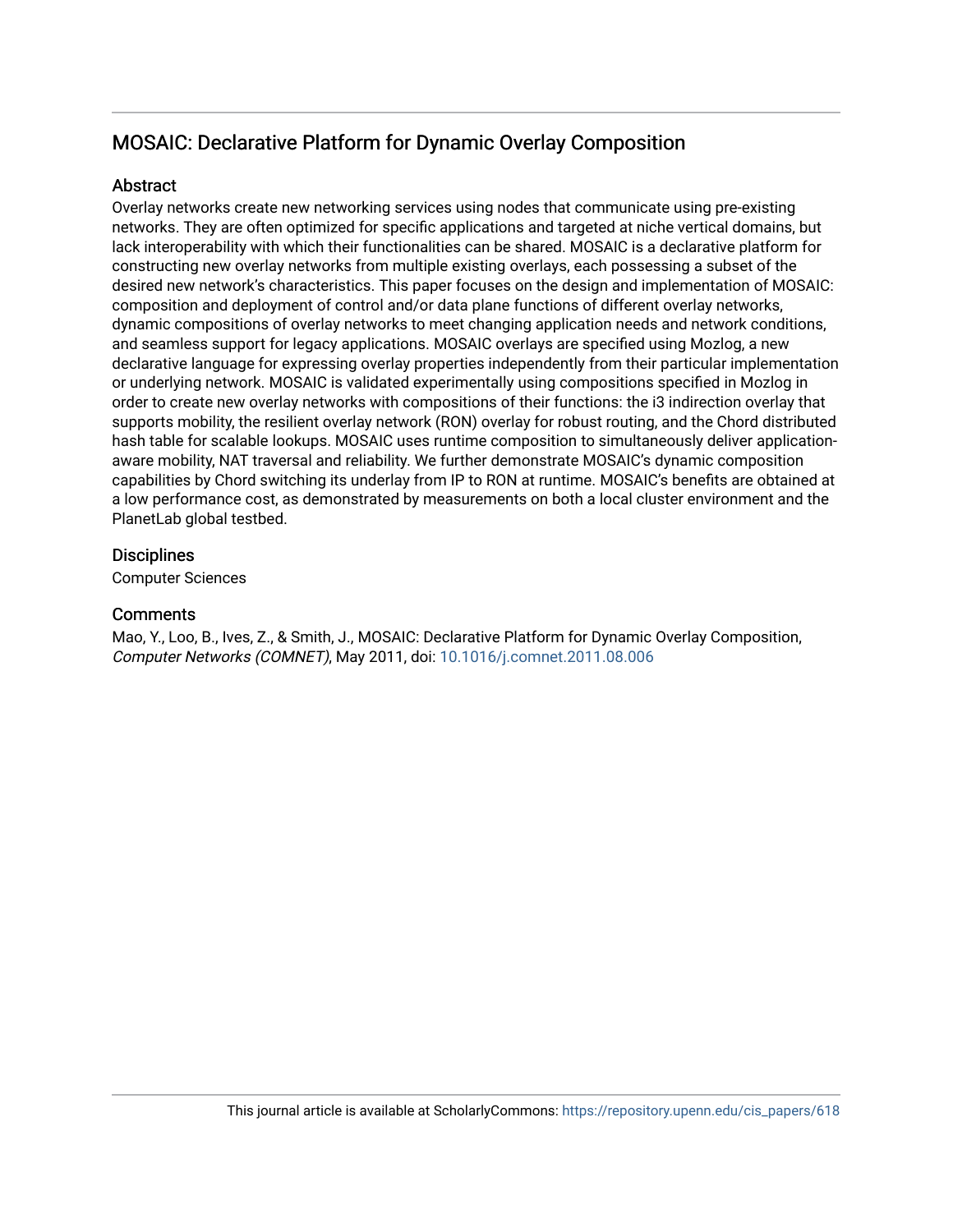# MOSAIC: Declarative Platform for Dynamic Overlay Composition

## Abstract

Overlay networks create new networking services using nodes that communicate using pre-existing networks. They are often optimized for specific applications and targeted at niche vertical domains, but lack interoperability with which their functionalities can be shared. MOSAIC is a declarative platform for constructing new overlay networks from multiple existing overlays, each possessing a subset of the desired new network's characteristics. This paper focuses on the design and implementation of MOSAIC: composition and deployment of control and/or data plane functions of different overlay networks, dynamic compositions of overlay networks to meet changing application needs and network conditions, and seamless support for legacy applications. MOSAIC overlays are specified using Mozlog, a new declarative language for expressing overlay properties independently from their particular implementation or underlying network. MOSAIC is validated experimentally using compositions specified in Mozlog in order to create new overlay networks with compositions of their functions: the i3 indirection overlay that supports mobility, the resilient overlay network (RON) overlay for robust routing, and the Chord distributed hash table for scalable lookups. MOSAIC uses runtime composition to simultaneously deliver application-aware mobility, NAT traversal and reliability. We further demonstrate MOSAIC's dynamic composition capabilities by Chord switching its underlay from IP to RON at runtime. MOSAIC's benefits are obtained at a low performance cost, as demonstrated by measurements on both a local cluster environment and the PlanetLab global testbed.

## Disciplines

Computer Sciences

## Comments

Mao, Y., Loo, B., Ives, Z., & Smith, J., MOSAIC: Declarative Platform for Dynamic Overlay Composition, *Computer Networks (COMNET)*, May 2011, doi: 10.1016/j.comnet.2011.08.006

This journal article is available at ScholarlyCommons: https://repository.upenn.edu/cis_papers/618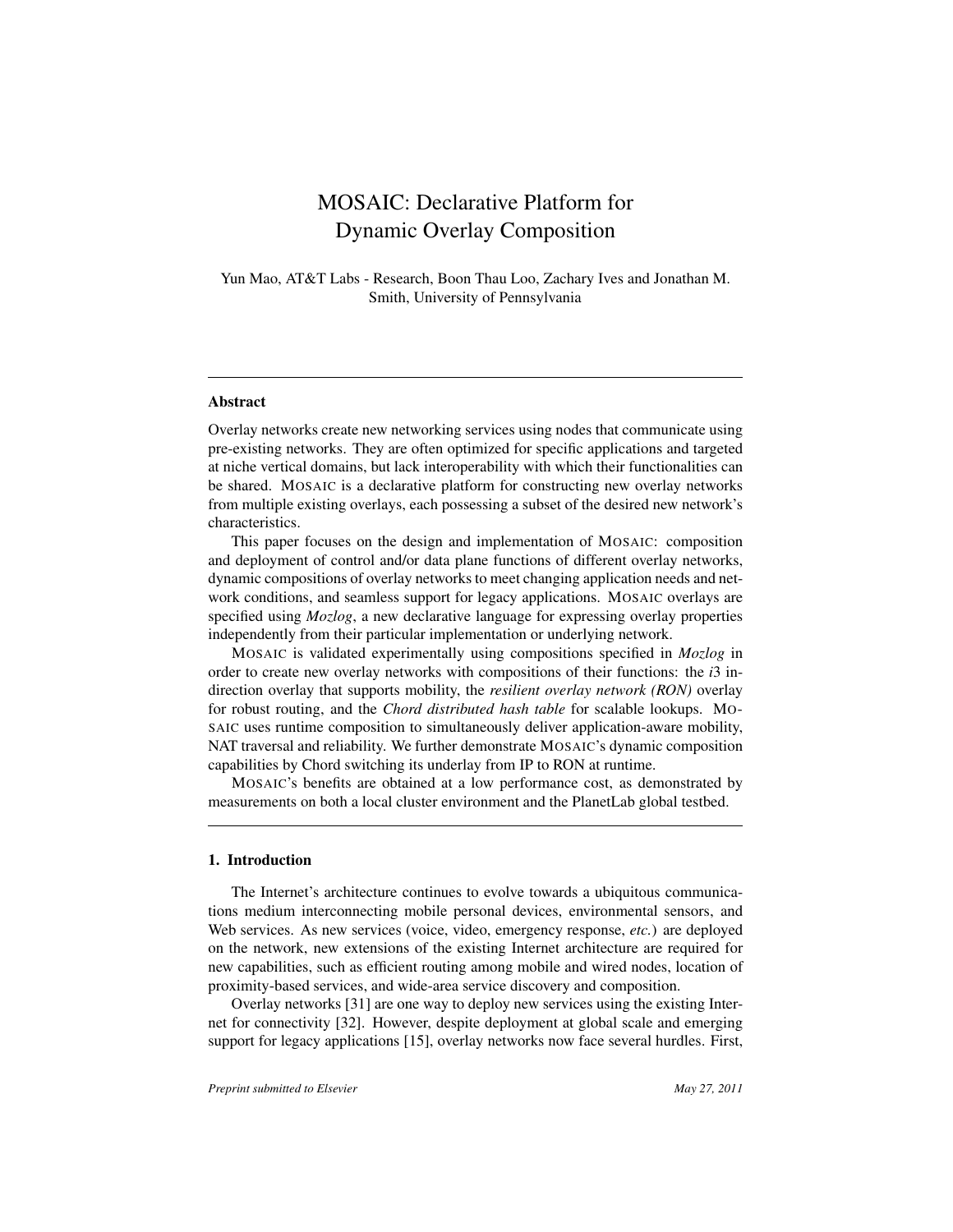# MOSAIC: Declarative Platform for Dynamic Overlay Composition

Yun Mao, AT&T Labs - Research, Boon Thau Loo, Zachary Ives and Jonathan M. Smith, University of Pennsylvania

## Abstract

Overlay networks create new networking services using nodes that communicate using pre-existing networks. They are often optimized for specific applications and targeted at niche vertical domains, but lack interoperability with which their functionalities can be shared. MOSAIC is a declarative platform for constructing new overlay networks from multiple existing overlays, each possessing a subset of the desired new network's characteristics.

This paper focuses on the design and implementation of MOSAIC: composition and deployment of control and/or data plane functions of different overlay networks, dynamic compositions of overlay networks to meet changing application needs and network conditions, and seamless support for legacy applications. MOSAIC overlays are specified using *Mozlog*, a new declarative language for expressing overlay properties independently from their particular implementation or underlying network.

MOSAIC is validated experimentally using compositions specified in *Mozlog* in order to create new overlay networks with compositions of their functions: the *i*3 indirection overlay that supports mobility, the *resilient overlay network (RON)* overlay for robust routing, and the *Chord distributed hash table* for scalable lookups. MOSAIC uses runtime composition to simultaneously deliver application-aware mobility, NAT traversal and reliability. We further demonstrate MOSAIC's dynamic composition capabilities by Chord switching its underlay from IP to RON at runtime.

MOSAIC's benefits are obtained at a low performance cost, as demonstrated by measurements on both a local cluster environment and the PlanetLab global testbed.

## 1. Introduction

The Internet's architecture continues to evolve towards a ubiquitous communications medium interconnecting mobile personal devices, environmental sensors, and Web services. As new services (voice, video, emergency response, *etc.*) are deployed on the network, new extensions of the existing Internet architecture are required for new capabilities, such as efficient routing among mobile and wired nodes, location of proximity-based services, and wide-area service discovery and composition.

Overlay networks [31] are one way to deploy new services using the existing Internet for connectivity [32]. However, despite deployment at global scale and emerging support for legacy applications [15], overlay networks now face several hurdles. First,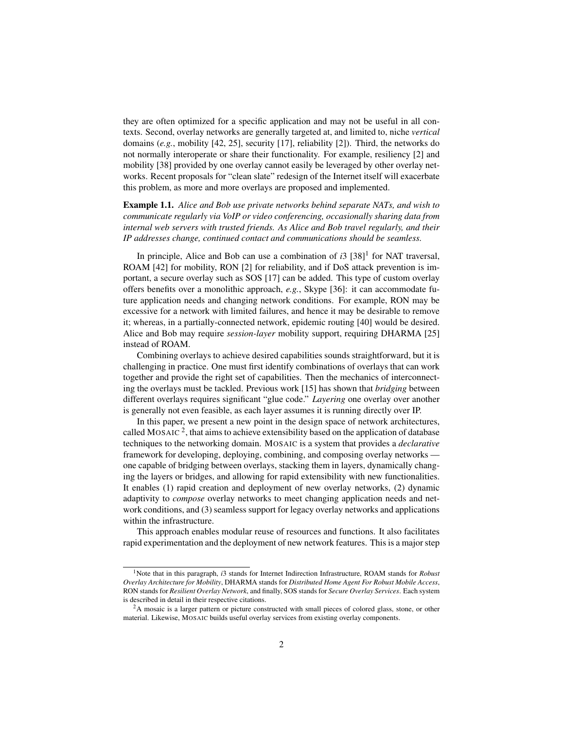they are often optimized for a specific application and may not be useful in all contexts. Second, overlay networks are generally targeted at, and limited to, niche *vertical* domains (*e.g.*, mobility [42, 25], security [17], reliability [2]). Third, the networks do not normally interoperate or share their functionality. For example, resiliency [2] and mobility [38] provided by one overlay cannot easily be leveraged by other overlay networks. Recent proposals for "clean slate" redesign of the Internet itself will exacerbate this problem, as more and more overlays are proposed and implemented.

**Example 1.1.** *Alice and Bob use private networks behind separate NATs, and wish to communicate regularly via VoIP or video conferencing, occasionally sharing data from internal web servers with trusted friends. As Alice and Bob travel regularly, and their IP addresses change, continued contact and communications should be seamless.*

In principle, Alice and Bob can use a combination of *i*3 [38][1] for NAT traversal, ROAM [42] for mobility, RON [2] for reliability, and if DoS attack prevention is important, a secure overlay such as SOS [17] can be added. This type of custom overlay offers benefits over a monolithic approach, *e.g.*, Skype [36]: it can accommodate future application needs and changing network conditions. For example, RON may be excessive for a network with limited failures, and hence it may be desirable to remove it; whereas, in a partially-connected network, epidemic routing [40] would be desired. Alice and Bob may require *session-layer* mobility support, requiring DHARMA [25] instead of ROAM.

Combining overlays to achieve desired capabilities sounds straightforward, but it is challenging in practice. One must first identify combinations of overlays that can work together and provide the right set of capabilities. Then the mechanics of interconnecting the overlays must be tackled. Previous work [15] has shown that *bridging* between different overlays requires significant "glue code." *Layering* one overlay over another is generally not even feasible, as each layer assumes it is running directly over IP.

In this paper, we present a new point in the design space of network architectures, called MOSAIC [2], that aims to achieve extensibility based on the application of database techniques to the networking domain. MOSAIC is a system that provides a *declarative* framework for developing, deploying, combining, and composing overlay networks — one capable of bridging between overlays, stacking them in layers, dynamically changing the layers or bridges, and allowing for rapid extensibility with new functionalities. It enables (1) rapid creation and deployment of new overlay networks, (2) dynamic adaptivity to *compose* overlay networks to meet changing application needs and network conditions, and (3) seamless support for legacy overlay networks and applications within the infrastructure.

This approach enables modular reuse of resources and functions. It also facilitates rapid experimentation and the deployment of new network features. This is a major step

---

[1] Note that in this paragraph, *i*3 stands for Internet Indirection Infrastructure, ROAM stands for *Robust Overlay Architecture for Mobility*, DHARMA stands for *Distributed Home Agent For Robust Mobile Access*, RON stands for *Resilient Overlay Network*, and finally, SOS stands for *Secure Overlay Services*. Each system is described in detail in their respective citations.

[2] A mosaic is a larger pattern or picture constructed with small pieces of colored glass, stone, or other material. Likewise, MOSAIC builds useful overlay services from existing overlay components.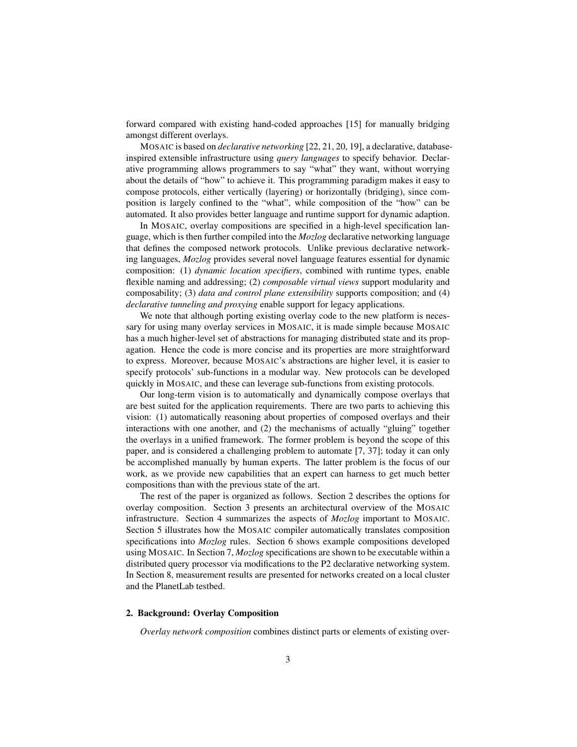forward compared with existing hand-coded approaches [15] for manually bridging amongst different overlays.

MOSAIC is based on *declarative networking* [22, 21, 20, 19], a declarative, database-inspired extensible infrastructure using *query languages* to specify behavior. Declarative programming allows programmers to say "what" they want, without worrying about the details of "how" to achieve it. This programming paradigm makes it easy to compose protocols, either vertically (layering) or horizontally (bridging), since composition is largely confined to the "what", while composition of the "how" can be automated. It also provides better language and runtime support for dynamic adaption.

In MOSAIC, overlay compositions are specified in a high-level specification language, which is then further compiled into the *Mozlog* declarative networking language that defines the composed network protocols. Unlike previous declarative networking languages, *Mozlog* provides several novel language features essential for dynamic composition: (1) *dynamic location specifiers*, combined with runtime types, enable flexible naming and addressing; (2) *composable virtual views* support modularity and composability; (3) *data and control plane extensibility* supports composition; and (4) *declarative tunneling and proxying* enable support for legacy applications.

We note that although porting existing overlay code to the new platform is necessary for using many overlay services in MOSAIC, it is made simple because MOSAIC has a much higher-level set of abstractions for managing distributed state and its propagation. Hence the code is more concise and its properties are more straightforward to express. Moreover, because MOSAIC's abstractions are higher level, it is easier to specify protocols' sub-functions in a modular way. New protocols can be developed quickly in MOSAIC, and these can leverage sub-functions from existing protocols.

Our long-term vision is to automatically and dynamically compose overlays that are best suited for the application requirements. There are two parts to achieving this vision: (1) automatically reasoning about properties of composed overlays and their interactions with one another, and (2) the mechanisms of actually "gluing" together the overlays in a unified framework. The former problem is beyond the scope of this paper, and is considered a challenging problem to automate [7, 37]; today it can only be accomplished manually by human experts. The latter problem is the focus of our work, as we provide new capabilities that an expert can harness to get much better compositions than with the previous state of the art.

The rest of the paper is organized as follows. Section 2 describes the options for overlay composition. Section 3 presents an architectural overview of the MOSAIC infrastructure. Section 4 summarizes the aspects of *Mozlog* important to MOSAIC. Section 5 illustrates how the MOSAIC compiler automatically translates composition specifications into *Mozlog* rules. Section 6 shows example compositions developed using MOSAIC. In Section 7, *Mozlog* specifications are shown to be executable within a distributed query processor via modifications to the P2 declarative networking system. In Section 8, measurement results are presented for networks created on a local cluster and the PlanetLab testbed.

## 2. Background: Overlay Composition

*Overlay network composition* combines distinct parts or elements of existing over-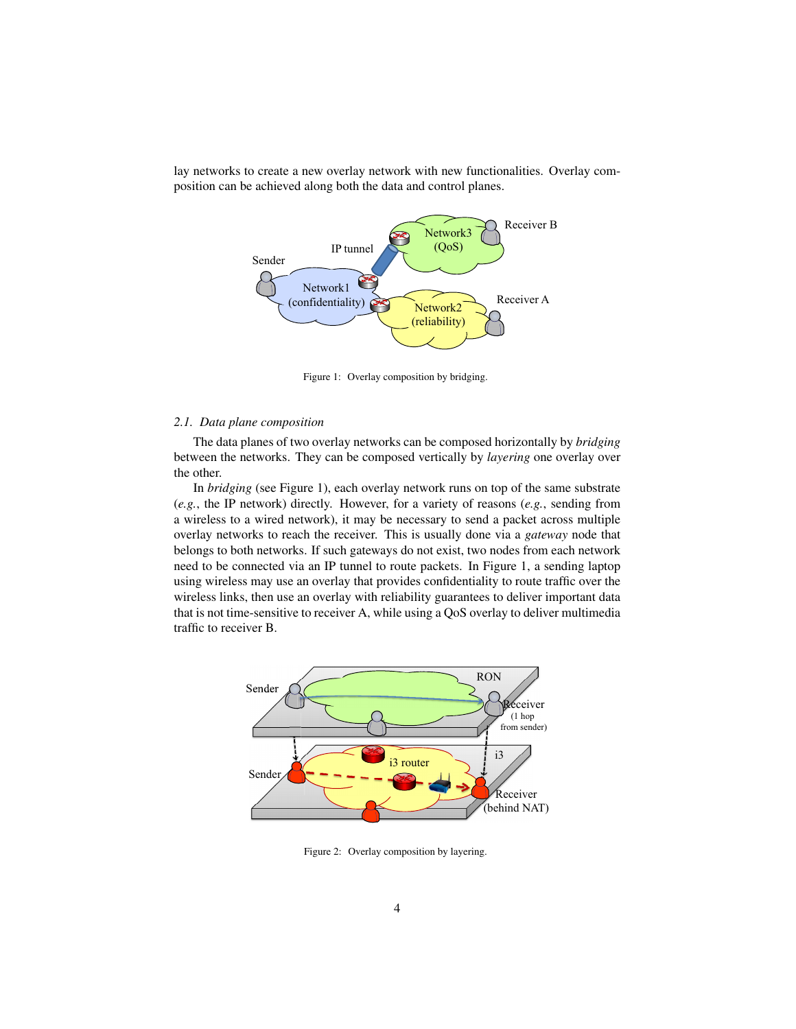lay networks to create a new overlay network with new functionalities. Overlay composition can be achieved along both the data and control planes.

Figure 1: Overlay composition by bridging.

### 2.1. Data plane composition

The data planes of two overlay networks can be composed horizontally by *bridging* between the networks. They can be composed vertically by *layering* one overlay over the other.

In *bridging* (see Figure 1), each overlay network runs on top of the same substrate (*e.g.*, the IP network) directly. However, for a variety of reasons (*e.g.*, sending from a wireless to a wired network), it may be necessary to send a packet across multiple overlay networks to reach the receiver. This is usually done via a *gateway* node that belongs to both networks. If such gateways do not exist, two nodes from each network need to be connected via an IP tunnel to route packets. In Figure 1, a sending laptop using wireless may use an overlay that provides confidentiality to route traffic over the wireless links, then use an overlay with reliability guarantees to deliver important data that is not time-sensitive to receiver A, while using a QoS overlay to deliver multimedia traffic to receiver B.

Figure 2: Overlay composition by layering.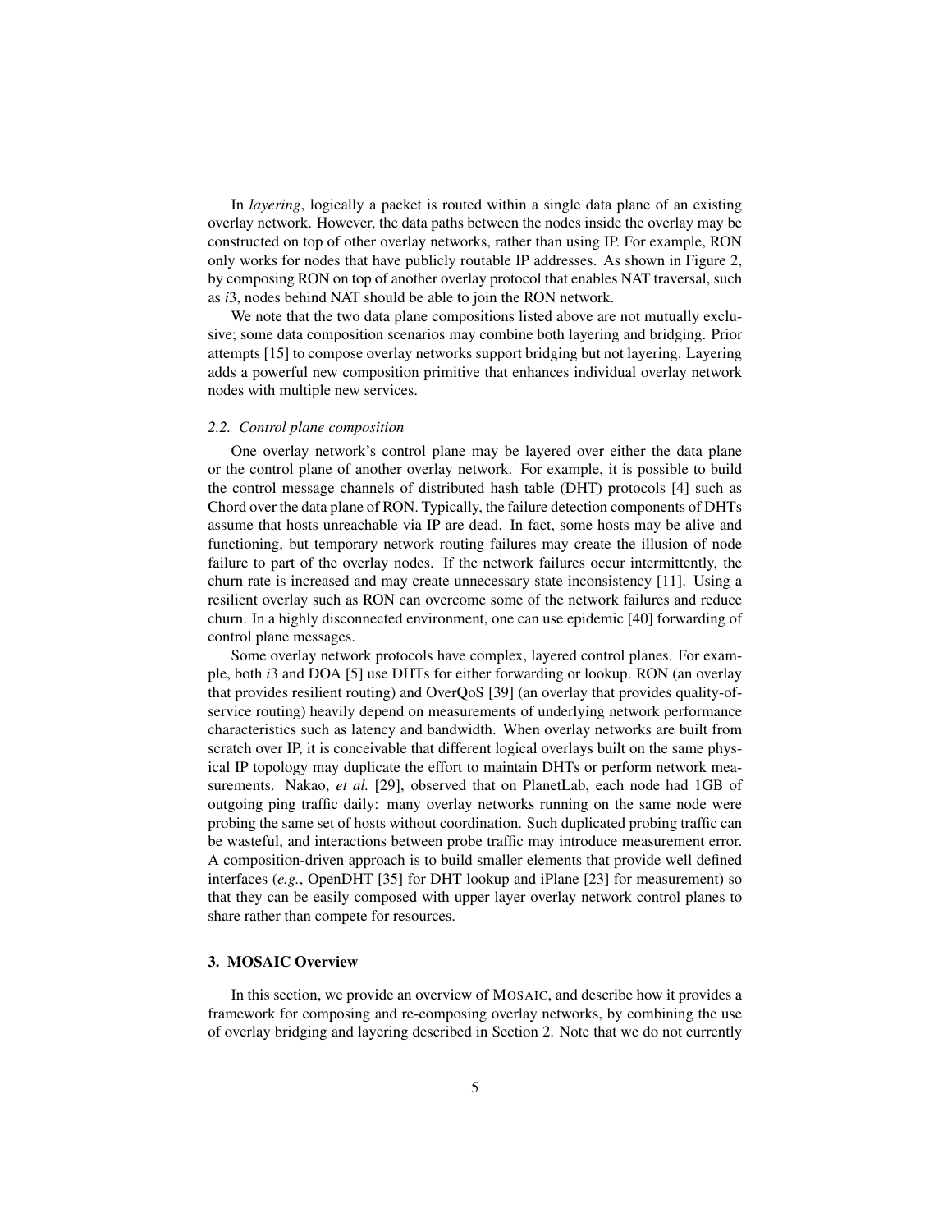In *layering*, logically a packet is routed within a single data plane of an existing overlay network. However, the data paths between the nodes inside the overlay may be constructed on top of other overlay networks, rather than using IP. For example, RON only works for nodes that have publicly routable IP addresses. As shown in Figure 2, by composing RON on top of another overlay protocol that enables NAT traversal, such as *i*3, nodes behind NAT should be able to join the RON network.

We note that the two data plane compositions listed above are not mutually exclusive; some data composition scenarios may combine both layering and bridging. Prior attempts [15] to compose overlay networks support bridging but not layering. Layering adds a powerful new composition primitive that enhances individual overlay network nodes with multiple new services.

### *2.2. Control plane composition*

One overlay network's control plane may be layered over either the data plane or the control plane of another overlay network. For example, it is possible to build the control message channels of distributed hash table (DHT) protocols [4] such as Chord over the data plane of RON. Typically, the failure detection components of DHTs assume that hosts unreachable via IP are dead. In fact, some hosts may be alive and functioning, but temporary network routing failures may create the illusion of node failure to part of the overlay nodes. If the network failures occur intermittently, the churn rate is increased and may create unnecessary state inconsistency [11]. Using a resilient overlay such as RON can overcome some of the network failures and reduce churn. In a highly disconnected environment, one can use epidemic [40] forwarding of control plane messages.

Some overlay network protocols have complex, layered control planes. For example, both *i*3 and DOA [5] use DHTs for either forwarding or lookup. RON (an overlay that provides resilient routing) and OverQoS [39] (an overlay that provides quality-of-service routing) heavily depend on measurements of underlying network performance characteristics such as latency and bandwidth. When overlay networks are built from scratch over IP, it is conceivable that different logical overlays built on the same physical IP topology may duplicate the effort to maintain DHTs or perform network measurements. Nakao, *et al.* [29], observed that on PlanetLab, each node had 1GB of outgoing ping traffic daily: many overlay networks running on the same node were probing the same set of hosts without coordination. Such duplicated probing traffic can be wasteful, and interactions between probe traffic may introduce measurement error. A composition-driven approach is to build smaller elements that provide well defined interfaces (*e.g.*, OpenDHT [35] for DHT lookup and iPlane [23] for measurement) so that they can be easily composed with upper layer overlay network control planes to share rather than compete for resources.

## 3. MOSAIC Overview

In this section, we provide an overview of MOSAIC, and describe how it provides a framework for composing and re-composing overlay networks, by combining the use of overlay bridging and layering described in Section 2. Note that we do not currently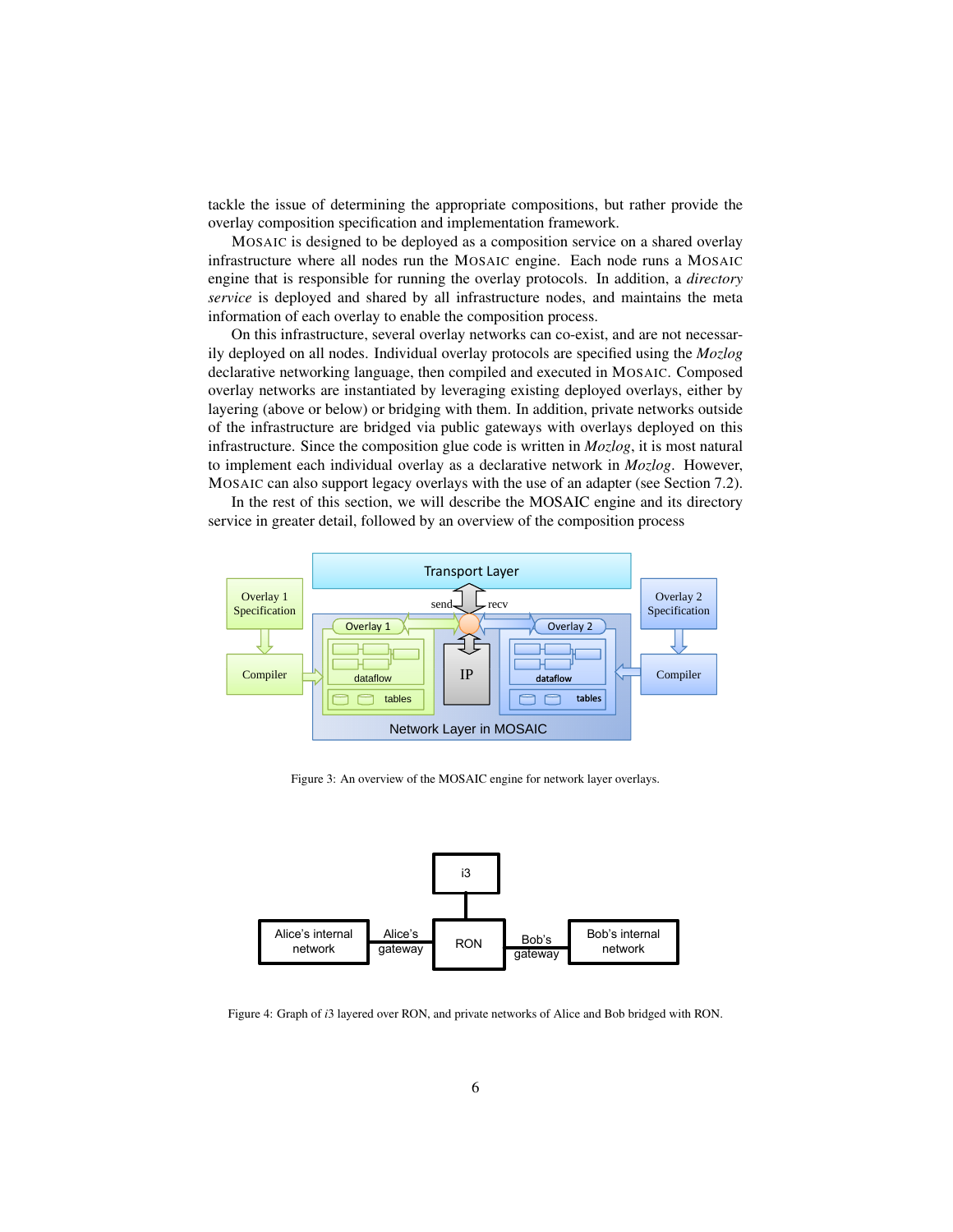tackle the issue of determining the appropriate compositions, but rather provide the overlay composition specification and implementation framework.

MOSAIC is designed to be deployed as a composition service on a shared overlay infrastructure where all nodes run the MOSAIC engine. Each node runs a MOSAIC engine that is responsible for running the overlay protocols. In addition, a *directory service* is deployed and shared by all infrastructure nodes, and maintains the meta information of each overlay to enable the composition process.

On this infrastructure, several overlay networks can co-exist, and are not necessarily deployed on all nodes. Individual overlay protocols are specified using the *Mozlog* declarative networking language, then compiled and executed in MOSAIC. Composed overlay networks are instantiated by leveraging existing deployed overlays, either by layering (above or below) or bridging with them. In addition, private networks outside of the infrastructure are bridged via public gateways with overlays deployed on this infrastructure. Since the composition glue code is written in *Mozlog*, it is most natural to implement each individual overlay as a declarative network in *Mozlog*. However, MOSAIC can also support legacy overlays with the use of an adapter (see Section 7.2).

In the rest of this section, we will describe the MOSAIC engine and its directory service in greater detail, followed by an overview of the composition process

Figure 3: An overview of the MOSAIC engine for network layer overlays.

Figure 4: Graph of *i*3 layered over RON, and private networks of Alice and Bob bridged with RON.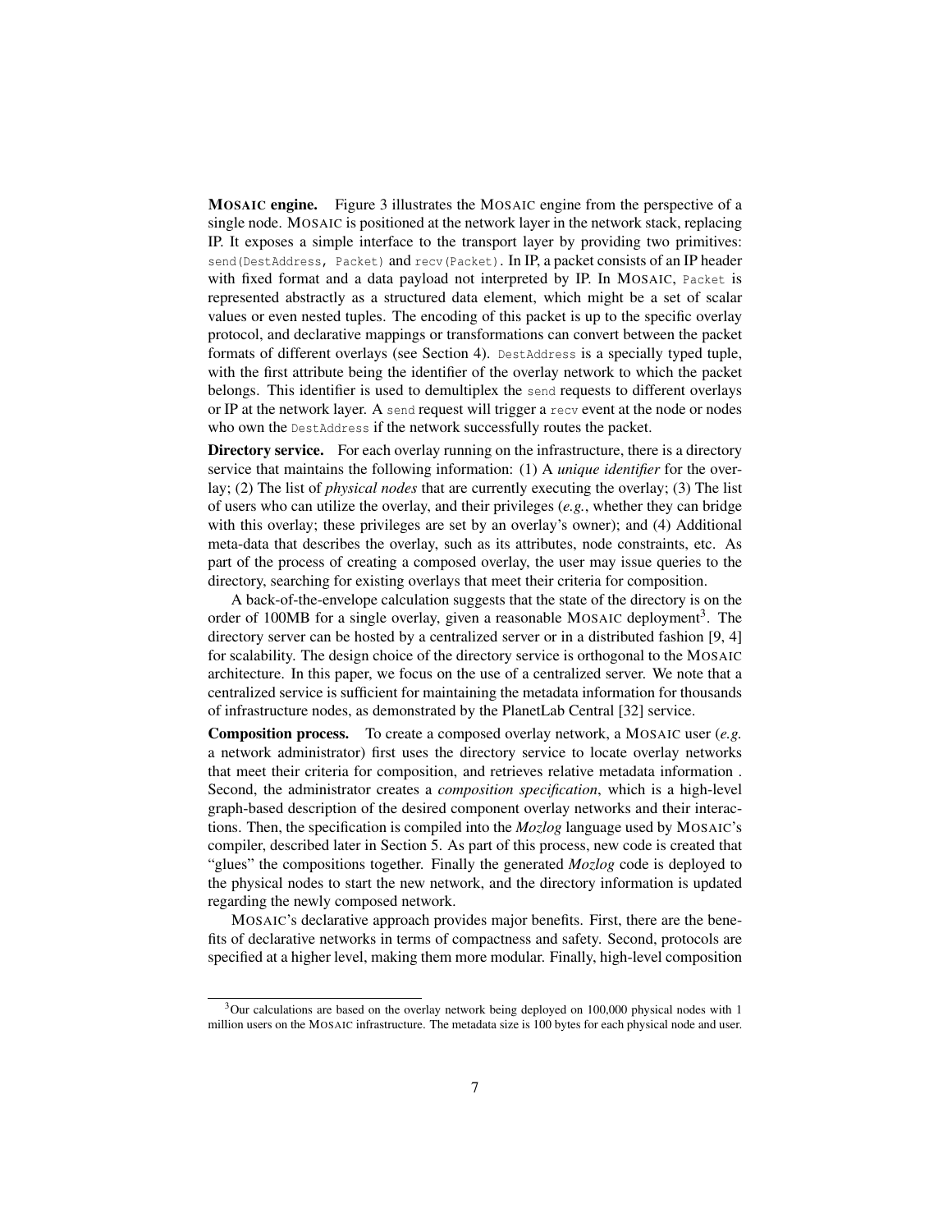**MOSAIC engine.** Figure 3 illustrates the MOSAIC engine from the perspective of a single node. MOSAIC is positioned at the network layer in the network stack, replacing IP. It exposes a simple interface to the transport layer by providing two primitives: `send(DestAddress, Packet)` and `recv(Packet)`. In IP, a packet consists of an IP header with fixed format and a data payload not interpreted by IP. In MOSAIC, `Packet` is represented abstractly as a structured data element, which might be a set of scalar values or even nested tuples. The encoding of this packet is up to the specific overlay protocol, and declarative mappings or transformations can convert between the packet formats of different overlays (see Section 4). `DestAddress` is a specially typed tuple, with the first attribute being the identifier of the overlay network to which the packet belongs. This identifier is used to demultiplex the `send` requests to different overlays or IP at the network layer. A `send` request will trigger a `recv` event at the node or nodes who own the `DestAddress` if the network successfully routes the packet.

**Directory service.** For each overlay running on the infrastructure, there is a directory service that maintains the following information: (1) A *unique identifier* for the overlay; (2) The list of *physical nodes* that are currently executing the overlay; (3) The list of users who can utilize the overlay, and their privileges (*e.g.*, whether they can bridge with this overlay; these privileges are set by an overlay's owner); and (4) Additional meta-data that describes the overlay, such as its attributes, node constraints, etc. As part of the process of creating a composed overlay, the user may issue queries to the directory, searching for existing overlays that meet their criteria for composition.

A back-of-the-envelope calculation suggests that the state of the directory is on the order of 100MB for a single overlay, given a reasonable MOSAIC deployment[3]. The directory server can be hosted by a centralized server or in a distributed fashion [9, 4] for scalability. The design choice of the directory service is orthogonal to the MOSAIC architecture. In this paper, we focus on the use of a centralized server. We note that a centralized service is sufficient for maintaining the metadata information for thousands of infrastructure nodes, as demonstrated by the PlanetLab Central [32] service.

**Composition process.** To create a composed overlay network, a MOSAIC user (*e.g.* a network administrator) first uses the directory service to locate overlay networks that meet their criteria for composition, and retrieves relative metadata information . Second, the administrator creates a *composition specification*, which is a high-level graph-based description of the desired component overlay networks and their interactions. Then, the specification is compiled into the *Mozlog* language used by MOSAIC's compiler, described later in Section 5. As part of this process, new code is created that "glues" the compositions together. Finally the generated *Mozlog* code is deployed to the physical nodes to start the new network, and the directory information is updated regarding the newly composed network.

MOSAIC's declarative approach provides major benefits. First, there are the benefits of declarative networks in terms of compactness and safety. Second, protocols are specified at a higher level, making them more modular. Finally, high-level composition

[3] Our calculations are based on the overlay network being deployed on 100,000 physical nodes with 1 million users on the MOSAIC infrastructure. The metadata size is 100 bytes for each physical node and user.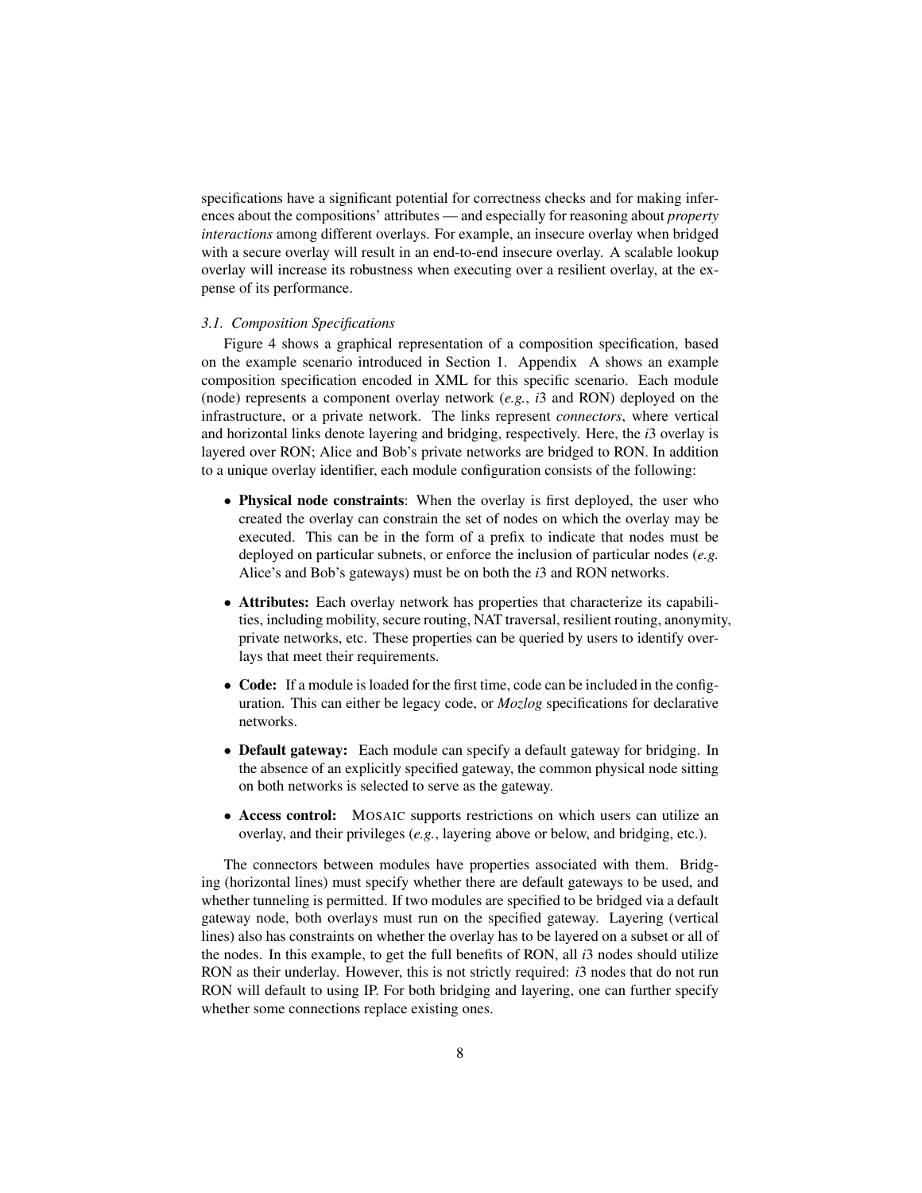specifications have a significant potential for correctness checks and for making inferences about the compositions' attributes — and especially for reasoning about *property interactions* among different overlays. For example, an insecure overlay when bridged with a secure overlay will result in an end-to-end insecure overlay. A scalable lookup overlay will increase its robustness when executing over a resilient overlay, at the expense of its performance.

### *3.1. Composition Specifications*

Figure 4 shows a graphical representation of a composition specification, based on the example scenario introduced in Section 1. Appendix A shows an example composition specification encoded in XML for this specific scenario. Each module (node) represents a component overlay network (*e.g.*, *i*3 and RON) deployed on the infrastructure, or a private network. The links represent *connectors*, where vertical and horizontal links denote layering and bridging, respectively. Here, the *i*3 overlay is layered over RON; Alice and Bob's private networks are bridged to RON. In addition to a unique overlay identifier, each module configuration consists of the following:

- **Physical node constraints**: When the overlay is first deployed, the user who created the overlay can constrain the set of nodes on which the overlay may be executed. This can be in the form of a prefix to indicate that nodes must be deployed on particular subnets, or enforce the inclusion of particular nodes (*e.g.* Alice's and Bob's gateways) must be on both the *i*3 and RON networks.
- **Attributes:** Each overlay network has properties that characterize its capabilities, including mobility, secure routing, NAT traversal, resilient routing, anonymity, private networks, etc. These properties can be queried by users to identify overlays that meet their requirements.
- **Code:** If a module is loaded for the first time, code can be included in the configuration. This can either be legacy code, or *Mozlog* specifications for declarative networks.
- **Default gateway:** Each module can specify a default gateway for bridging. In the absence of an explicitly specified gateway, the common physical node sitting on both networks is selected to serve as the gateway.
- **Access control:** MOSAIC supports restrictions on which users can utilize an overlay, and their privileges (*e.g.*, layering above or below, and bridging, etc.).

The connectors between modules have properties associated with them. Bridging (horizontal lines) must specify whether there are default gateways to be used, and whether tunneling is permitted. If two modules are specified to be bridged via a default gateway node, both overlays must run on the specified gateway. Layering (vertical lines) also has constraints on whether the overlay has to be layered on a subset or all of the nodes. In this example, to get the full benefits of RON, all *i*3 nodes should utilize RON as their underlay. However, this is not strictly required: *i*3 nodes that do not run RON will default to using IP. For both bridging and layering, one can further specify whether some connections replace existing ones.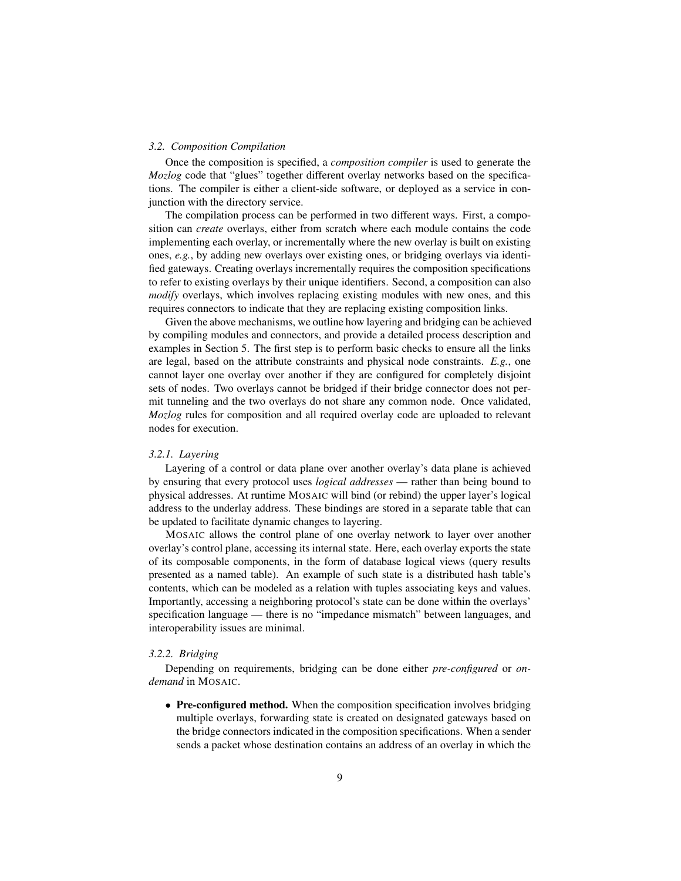### *3.2. Composition Compilation*

Once the composition is specified, a *composition compiler* is used to generate the *Mozlog* code that "glues" together different overlay networks based on the specifications. The compiler is either a client-side software, or deployed as a service in conjunction with the directory service.

The compilation process can be performed in two different ways. First, a composition can *create* overlays, either from scratch where each module contains the code implementing each overlay, or incrementally where the new overlay is built on existing ones, *e.g.*, by adding new overlays over existing ones, or bridging overlays via identified gateways. Creating overlays incrementally requires the composition specifications to refer to existing overlays by their unique identifiers. Second, a composition can also *modify* overlays, which involves replacing existing modules with new ones, and this requires connectors to indicate that they are replacing existing composition links.

Given the above mechanisms, we outline how layering and bridging can be achieved by compiling modules and connectors, and provide a detailed process description and examples in Section 5. The first step is to perform basic checks to ensure all the links are legal, based on the attribute constraints and physical node constraints. *E.g.*, one cannot layer one overlay over another if they are configured for completely disjoint sets of nodes. Two overlays cannot be bridged if their bridge connector does not permit tunneling and the two overlays do not share any common node. Once validated, *Mozlog* rules for composition and all required overlay code are uploaded to relevant nodes for execution.

#### *3.2.1. Layering*

Layering of a control or data plane over another overlay's data plane is achieved by ensuring that every protocol uses *logical addresses* — rather than being bound to physical addresses. At runtime MOSAIC will bind (or rebind) the upper layer's logical address to the underlay address. These bindings are stored in a separate table that can be updated to facilitate dynamic changes to layering.

MOSAIC allows the control plane of one overlay network to layer over another overlay's control plane, accessing its internal state. Here, each overlay exports the state of its composable components, in the form of database logical views (query results presented as a named table). An example of such state is a distributed hash table's contents, which can be modeled as a relation with tuples associating keys and values. Importantly, accessing a neighboring protocol's state can be done within the overlays' specification language — there is no "impedance mismatch" between languages, and interoperability issues are minimal.

#### *3.2.2. Bridging*

Depending on requirements, bridging can be done either *pre-configured* or *on-demand* in MOSAIC.

- **Pre-configured method.** When the composition specification involves bridging multiple overlays, forwarding state is created on designated gateways based on the bridge connectors indicated in the composition specifications. When a sender sends a packet whose destination contains an address of an overlay in which the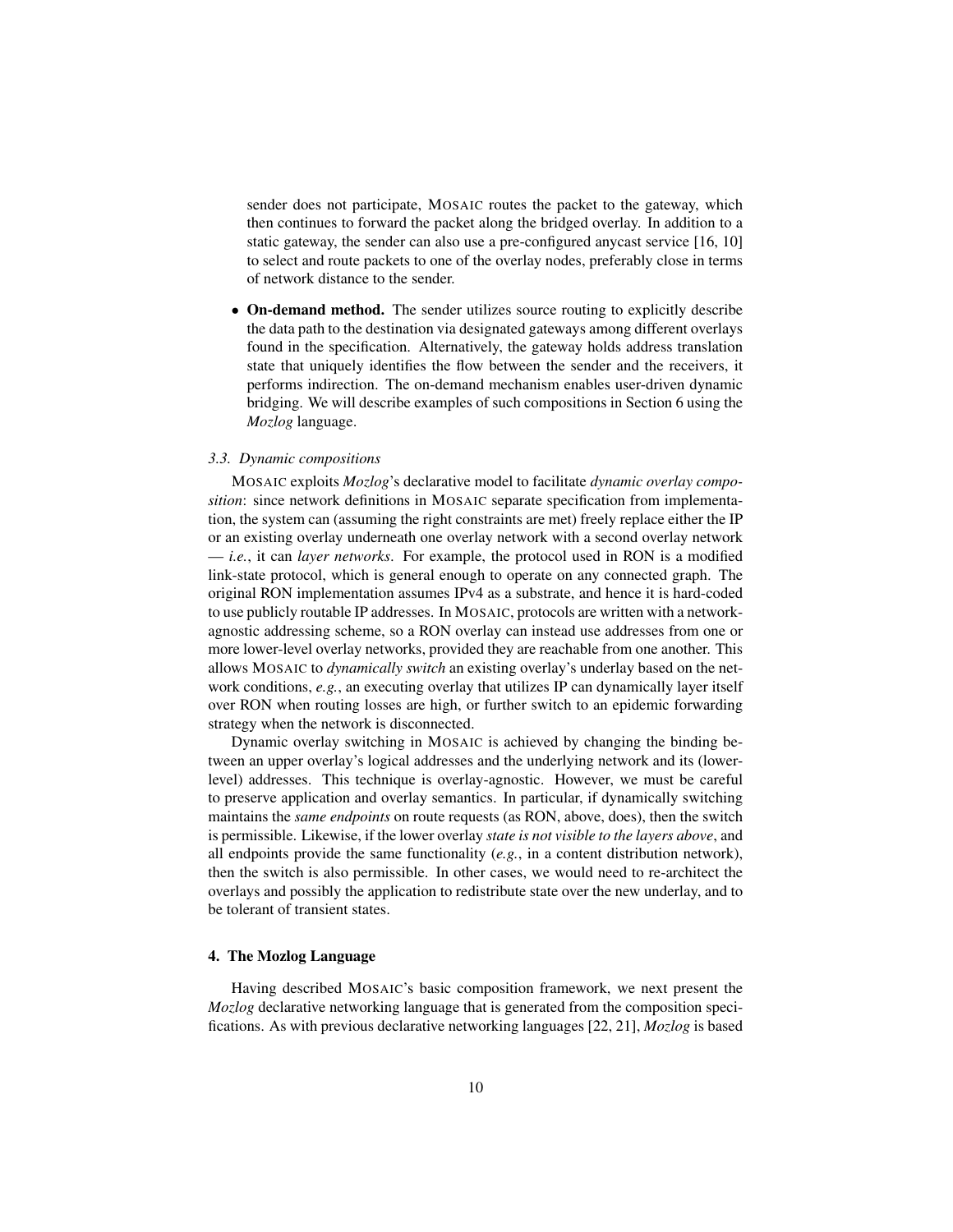sender does not participate, MOSAIC routes the packet to the gateway, which then continues to forward the packet along the bridged overlay. In addition to a static gateway, the sender can also use a pre-configured anycast service [16, 10] to select and route packets to one of the overlay nodes, preferably close in terms of network distance to the sender.

- **On-demand method.** The sender utilizes source routing to explicitly describe the data path to the destination via designated gateways among different overlays found in the specification. Alternatively, the gateway holds address translation state that uniquely identifies the flow between the sender and the receivers, it performs indirection. The on-demand mechanism enables user-driven dynamic bridging. We will describe examples of such compositions in Section 6 using the *Mozlog* language.

*3.3. Dynamic compositions*

MOSAIC exploits *Mozlog*'s declarative model to facilitate *dynamic overlay composition*: since network definitions in MOSAIC separate specification from implementation, the system can (assuming the right constraints are met) freely replace either the IP or an existing overlay underneath one overlay network with a second overlay network — *i.e.*, it can *layer networks*. For example, the protocol used in RON is a modified link-state protocol, which is general enough to operate on any connected graph. The original RON implementation assumes IPv4 as a substrate, and hence it is hard-coded to use publicly routable IP addresses. In MOSAIC, protocols are written with a network-agnostic addressing scheme, so a RON overlay can instead use addresses from one or more lower-level overlay networks, provided they are reachable from one another. This allows MOSAIC to *dynamically switch* an existing overlay's underlay based on the network conditions, *e.g.*, an executing overlay that utilizes IP can dynamically layer itself over RON when routing losses are high, or further switch to an epidemic forwarding strategy when the network is disconnected.

Dynamic overlay switching in MOSAIC is achieved by changing the binding between an upper overlay's logical addresses and the underlying network and its (lower-level) addresses. This technique is overlay-agnostic. However, we must be careful to preserve application and overlay semantics. In particular, if dynamically switching maintains the *same endpoints* on route requests (as RON, above, does), then the switch is permissible. Likewise, if the lower overlay *state is not visible to the layers above*, and all endpoints provide the same functionality (*e.g.*, in a content distribution network), then the switch is also permissible. In other cases, we would need to re-architect the overlays and possibly the application to redistribute state over the new underlay, and to be tolerant of transient states.

## 4. The Mozlog Language

Having described MOSAIC's basic composition framework, we next present the *Mozlog* declarative networking language that is generated from the composition specifications. As with previous declarative networking languages [22, 21], *Mozlog* is based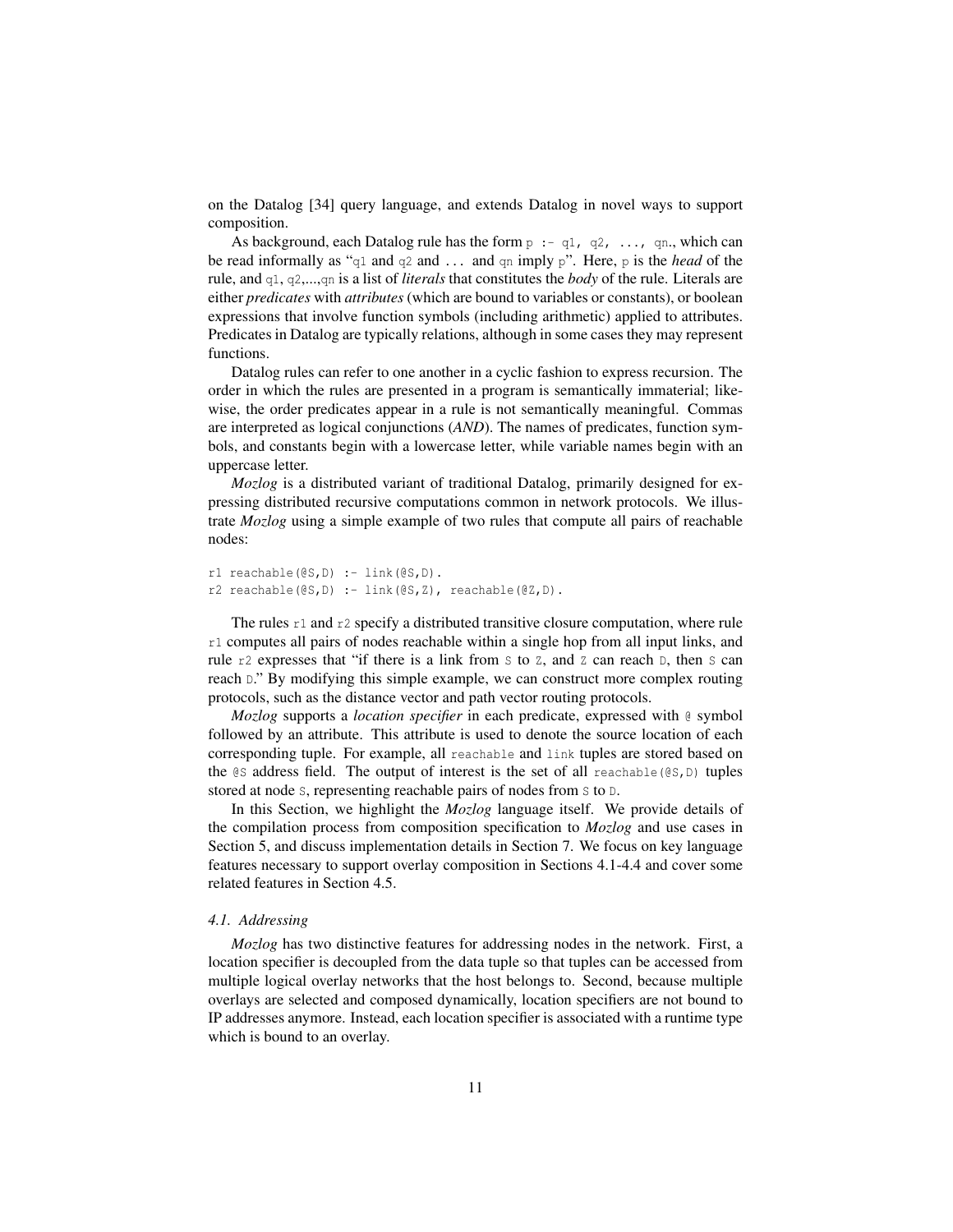on the Datalog [34] query language, and extends Datalog in novel ways to support composition.

As background, each Datalog rule has the form `p :- q1, q2, ..., qn.`, which can be read informally as "`q1` and `q2` and ... and `qn` imply `p`". Here, `p` is the *head* of the rule, and `q1`, `q2`,...,`qn` is a list of *literals* that constitutes the *body* of the rule. Literals are either *predicates* with *attributes* (which are bound to variables or constants), or boolean expressions that involve function symbols (including arithmetic) applied to attributes. Predicates in Datalog are typically relations, although in some cases they may represent functions.

Datalog rules can refer to one another in a cyclic fashion to express recursion. The order in which the rules are presented in a program is semantically immaterial; likewise, the order predicates appear in a rule is not semantically meaningful. Commas are interpreted as logical conjunctions (*AND*). The names of predicates, function symbols, and constants begin with a lowercase letter, while variable names begin with an uppercase letter.

*Mozlog* is a distributed variant of traditional Datalog, primarily designed for expressing distributed recursive computations common in network protocols. We illustrate *Mozlog* using a simple example of two rules that compute all pairs of reachable nodes:

```
r1 reachable(@S,D) :- link(@S,D).
r2 reachable(@S,D) :- link(@S,Z), reachable(@Z,D).
```

The rules `r1` and `r2` specify a distributed transitive closure computation, where rule `r1` computes all pairs of nodes reachable within a single hop from all input links, and rule `r2` expresses that "if there is a link from `S` to `Z`, and `Z` can reach `D`, then `S` can reach `D`." By modifying this simple example, we can construct more complex routing protocols, such as the distance vector and path vector routing protocols.

*Mozlog* supports a *location specifier* in each predicate, expressed with `@` symbol followed by an attribute. This attribute is used to denote the source location of each corresponding tuple. For example, all `reachable` and `link` tuples are stored based on the `@S` address field. The output of interest is the set of all `reachable(@S,D)` tuples stored at node `S`, representing reachable pairs of nodes from `S` to `D`.

In this Section, we highlight the *Mozlog* language itself. We provide details of the compilation process from composition specification to *Mozlog* and use cases in Section 5, and discuss implementation details in Section 7. We focus on key language features necessary to support overlay composition in Sections 4.1-4.4 and cover some related features in Section 4.5.

### *4.1. Addressing*

*Mozlog* has two distinctive features for addressing nodes in the network. First, a location specifier is decoupled from the data tuple so that tuples can be accessed from multiple logical overlay networks that the host belongs to. Second, because multiple overlays are selected and composed dynamically, location specifiers are not bound to IP addresses anymore. Instead, each location specifier is associated with a runtime type which is bound to an overlay.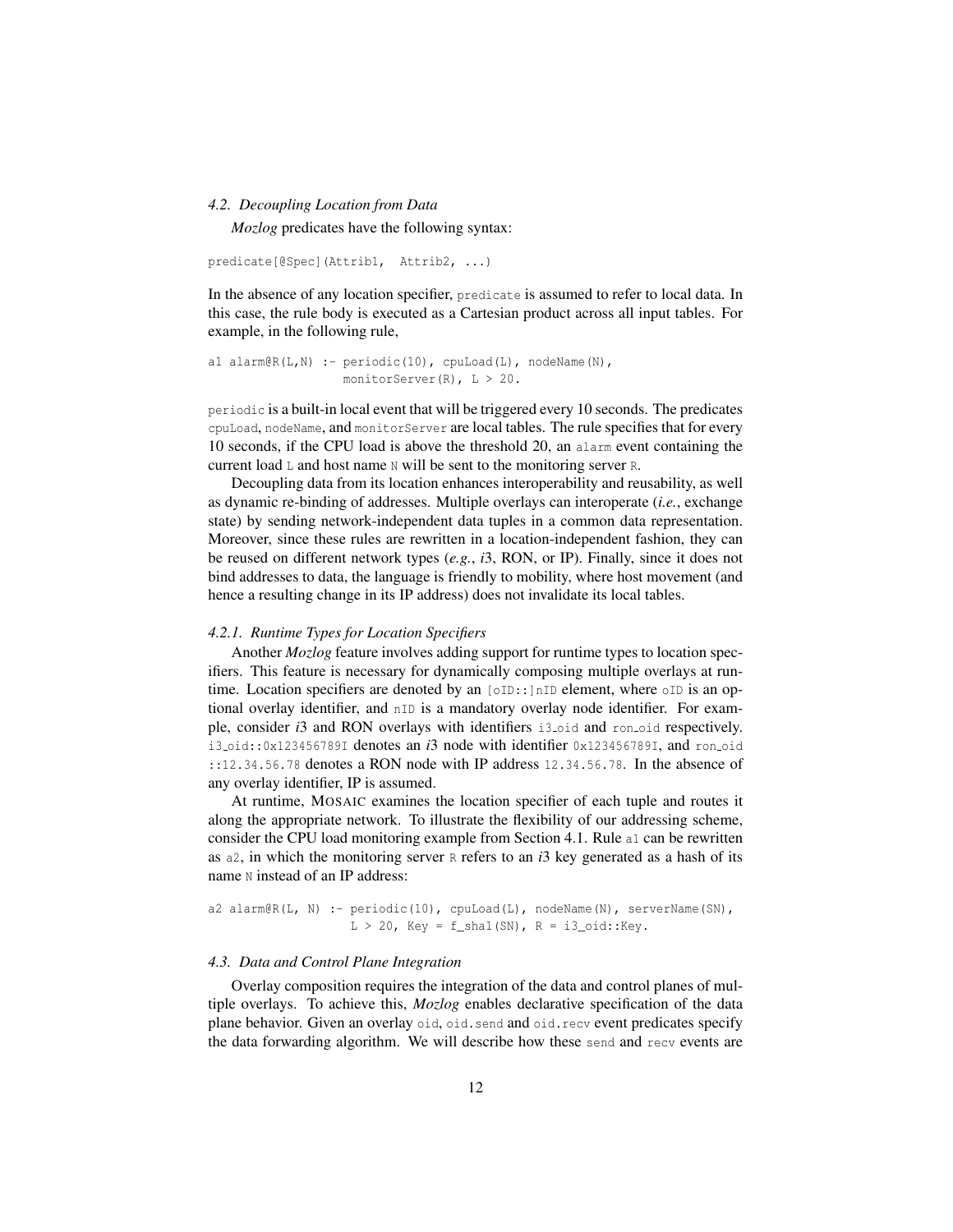### *4.2. Decoupling Location from Data*

*Mozlog* predicates have the following syntax:

```
predicate[@Spec](Attrib1,  Attrib2, ...)
```

In the absence of any location specifier, `predicate` is assumed to refer to local data. In this case, the rule body is executed as a Cartesian product across all input tables. For example, in the following rule,

```
a1 alarm@R(L,N) :- periodic(10), cpuLoad(L), nodeName(N),
                   monitorServer(R), L > 20.
```

`periodic` is a built-in local event that will be triggered every 10 seconds. The predicates `cpuLoad`, `nodeName`, and `monitorServer` are local tables. The rule specifies that for every 10 seconds, if the CPU load is above the threshold 20, an `alarm` event containing the current load `L` and host name `N` will be sent to the monitoring server `R`.

Decoupling data from its location enhances interoperability and reusability, as well as dynamic re-binding of addresses. Multiple overlays can interoperate (*i.e.*, exchange state) by sending network-independent data tuples in a common data representation. Moreover, since these rules are rewritten in a location-independent fashion, they can be reused on different network types (*e.g.*, *i*3, RON, or IP). Finally, since it does not bind addresses to data, the language is friendly to mobility, where host movement (and hence a resulting change in its IP address) does not invalidate its local tables.

#### *4.2.1. Runtime Types for Location Specifiers*

Another *Mozlog* feature involves adding support for runtime types to location specifiers. This feature is necessary for dynamically composing multiple overlays at runtime. Location specifiers are denoted by an `[oID::]nID` element, where `oID` is an optional overlay identifier, and `nID` is a mandatory overlay node identifier. For example, consider *i*3 and RON overlays with identifiers `i3_oid` and `ron_oid` respectively. `i3_oid::0x123456789I` denotes an *i*3 node with identifier `0x123456789I`, and `ron_oid ::12.34.56.78` denotes a RON node with IP address `12.34.56.78`. In the absence of any overlay identifier, IP is assumed.

At runtime, MOSAIC examines the location specifier of each tuple and routes it along the appropriate network. To illustrate the flexibility of our addressing scheme, consider the CPU load monitoring example from Section 4.1. Rule `a1` can be rewritten as `a2`, in which the monitoring server `R` refers to an *i*3 key generated as a hash of its name `N` instead of an IP address:

```
a2 alarm@R(L, N) :- periodic(10), cpuLoad(L), nodeName(N), serverName(SN),
                    L > 20, Key = f_sha1(SN), R = i3_oid::Key.
```

### *4.3. Data and Control Plane Integration*

Overlay composition requires the integration of the data and control planes of multiple overlays. To achieve this, *Mozlog* enables declarative specification of the data plane behavior. Given an overlay `oid`, `oid.send` and `oid.recv` event predicates specify the data forwarding algorithm. We will describe how these `send` and `recv` events are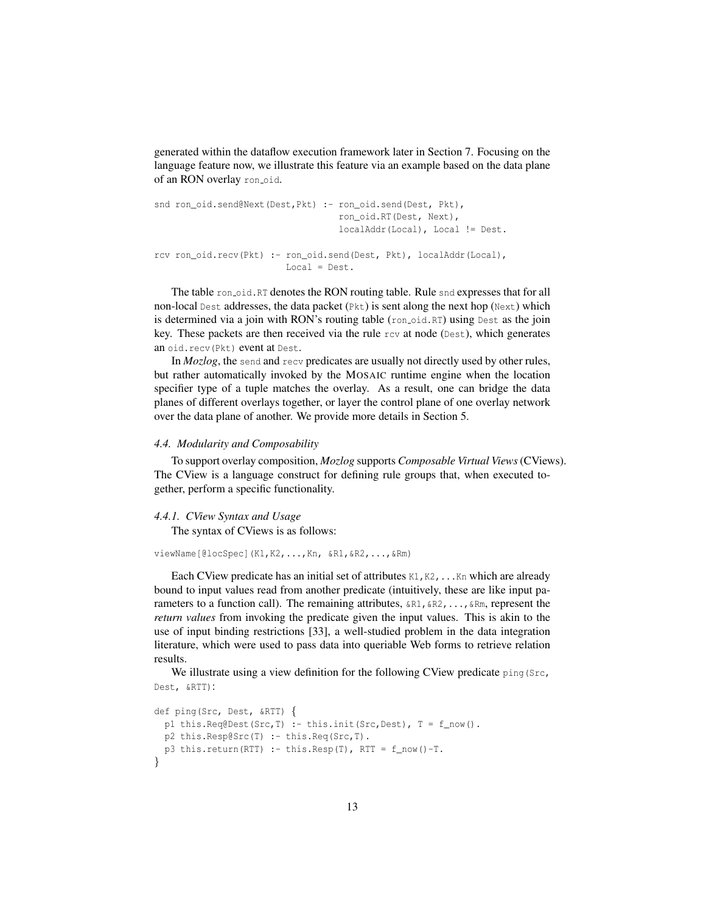generated within the dataflow execution framework later in Section 7. Focusing on the language feature now, we illustrate this feature via an example based on the data plane of an RON overlay `ron_oid`.

```
snd ron_oid.send@Next(Dest,Pkt) :- ron_oid.send(Dest, Pkt),
                                   ron_oid.RT(Dest, Next),
                                   localAddr(Local), Local != Dest.

rcv ron_oid.recv(Pkt) :- ron_oid.send(Dest, Pkt), localAddr(Local),
                         Local = Dest.
```

The table `ron_oid.RT` denotes the RON routing table. Rule `snd` expresses that for all non-local `Dest` addresses, the data packet (`Pkt`) is sent along the next hop (`Next`) which is determined via a join with RON's routing table (`ron_oid.RT`) using `Dest` as the join key. These packets are then received via the rule `rcv` at node (`Dest`), which generates an `oid.recv(Pkt)` event at `Dest`.

In *Mozlog*, the `send` and `recv` predicates are usually not directly used by other rules, but rather automatically invoked by the MOSAIC runtime engine when the location specifier type of a tuple matches the overlay. As a result, one can bridge the data planes of different overlays together, or layer the control plane of one overlay network over the data plane of another. We provide more details in Section 5.

### *4.4. Modularity and Composability*

To support overlay composition, *Mozlog* supports *Composable Virtual Views* (CViews). The CView is a language construct for defining rule groups that, when executed together, perform a specific functionality.

#### *4.4.1. CView Syntax and Usage*

The syntax of CViews is as follows:

```
viewName[@locSpec](K1,K2,...,Kn, &R1,&R2,...,&Rm)
```

Each CView predicate has an initial set of attributes `K1,K2,...Kn` which are already bound to input values read from another predicate (intuitively, these are like input parameters to a function call). The remaining attributes, `&R1,&R2,...,&Rm`, represent the *return values* from invoking the predicate given the input values. This is akin to the use of input binding restrictions [33], a well-studied problem in the data integration literature, which were used to pass data into queriable Web forms to retrieve relation results.

We illustrate using a view definition for the following CView predicate `ping(Src, Dest, &RTT)`:

```
def ping(Src, Dest, &RTT) {
  p1 this.Req@Dest(Src,T) :- this.init(Src,Dest), T = f_now().
  p2 this.Resp@Src(T) :- this.Req(Src,T).
  p3 this.return(RTT) :- this.Resp(T), RTT = f_now()-T.
}
```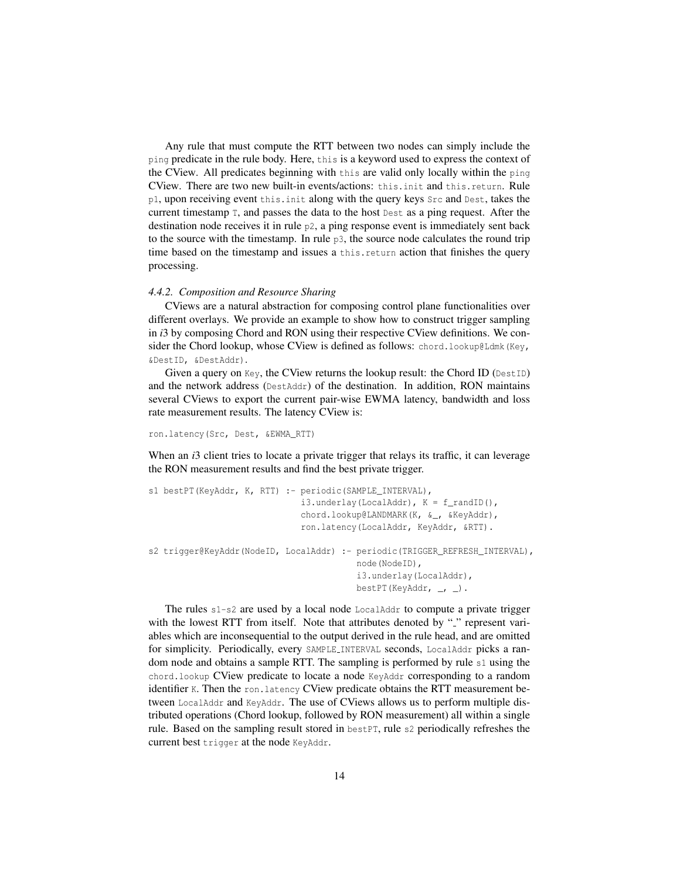Any rule that must compute the RTT between two nodes can simply include the `ping` predicate in the rule body. Here, `this` is a keyword used to express the context of the CView. All predicates beginning with `this` are valid only locally within the `ping` CView. There are two new built-in events/actions: `this.init` and `this.return`. Rule `p1`, upon receiving event `this.init` along with the query keys `Src` and `Dest`, takes the current timestamp `T`, and passes the data to the host `Dest` as a ping request. After the destination node receives it in rule `p2`, a ping response event is immediately sent back to the source with the timestamp. In rule `p3`, the source node calculates the round trip time based on the timestamp and issues a `this.return` action that finishes the query processing.

### *4.4.2. Composition and Resource Sharing*

CViews are a natural abstraction for composing control plane functionalities over different overlays. We provide an example to show how to construct trigger sampling in *i*3 by composing Chord and RON using their respective CView definitions. We consider the Chord lookup, whose CView is defined as follows: `chord.lookup@Ldmk(Key, &DestID, &DestAddr)`.

Given a query on `Key`, the CView returns the lookup result: the Chord ID (`DestID`) and the network address (`DestAddr`) of the destination. In addition, RON maintains several CViews to export the current pair-wise EWMA latency, bandwidth and loss rate measurement results. The latency CView is:

```
ron.latency(Src, Dest, &EWMA_RTT)
```

When an *i*3 client tries to locate a private trigger that relays its traffic, it can leverage the RON measurement results and find the best private trigger.

```
s1 bestPT(KeyAddr, K, RTT) :- periodic(SAMPLE_INTERVAL),
                              i3.underlay(LocalAddr), K = f_randID(),
                              chord.lookup@LANDMARK(K, &_, &KeyAddr),
                              ron.latency(LocalAddr, KeyAddr, &RTT).

s2 trigger@KeyAddr(NodeID, LocalAddr) :- periodic(TRIGGER_REFRESH_INTERVAL),
                                         node(NodeID),
                                         i3.underlay(LocalAddr),
                                         bestPT(KeyAddr, _, _).
```

The rules `s1`-`s2` are used by a local node `LocalAddr` to compute a private trigger with the lowest RTT from itself. Note that attributes denoted by "_" represent variables which are inconsequential to the output derived in the rule head, and are omitted for simplicity. Periodically, every `SAMPLE_INTERVAL` seconds, `LocalAddr` picks a random node and obtains a sample RTT. The sampling is performed by rule `s1` using the `chord.lookup` CView predicate to locate a node `KeyAddr` corresponding to a random identifier `K`. Then the `ron.latency` CView predicate obtains the RTT measurement between `LocalAddr` and `KeyAddr`. The use of CViews allows us to perform multiple distributed operations (Chord lookup, followed by RON measurement) all within a single rule. Based on the sampling result stored in `bestPT`, rule `s2` periodically refreshes the current best `trigger` at the node `KeyAddr`.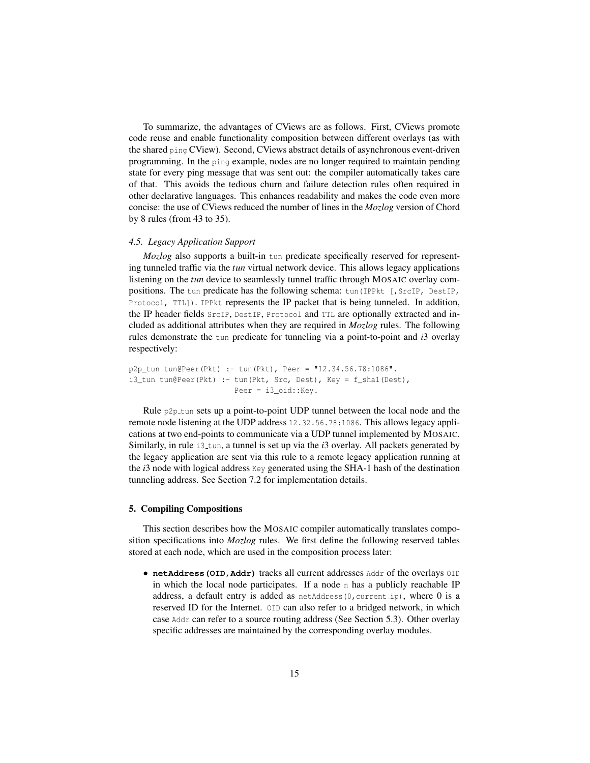To summarize, the advantages of CViews are as follows. First, CViews promote code reuse and enable functionality composition between different overlays (as with the shared `ping` CView). Second, CViews abstract details of asynchronous event-driven programming. In the `ping` example, nodes are no longer required to maintain pending state for every ping message that was sent out: the compiler automatically takes care of that. This avoids the tedious churn and failure detection rules often required in other declarative languages. This enhances readability and makes the code even more concise: the use of CViews reduced the number of lines in the *Mozlog* version of Chord by 8 rules (from 43 to 35).

### *4.5. Legacy Application Support*

*Mozlog* also supports a built-in `tun` predicate specifically reserved for representing tunneled traffic via the *tun* virtual network device. This allows legacy applications listening on the *tun* device to seamlessly tunnel traffic through MOSAIC overlay compositions. The `tun` predicate has the following schema: `tun(IPPkt [,SrcIP, DestIP, Protocol, TTL])`. `IPPkt` represents the IP packet that is being tunneled. In addition, the IP header fields `SrcIP`, `DestIP`, `Protocol` and `TTL` are optionally extracted and included as additional attributes when they are required in *Mozlog* rules. The following rules demonstrate the `tun` predicate for tunneling via a point-to-point and *i*3 overlay respectively:

```
p2p_tun tun@Peer(Pkt) :- tun(Pkt), Peer = "12.34.56.78:1086".
i3_tun tun@Peer(Pkt) :- tun(Pkt, Src, Dest), Key = f_sha1(Dest),
                        Peer = i3_oid::Key.
```

Rule `p2p_tun` sets up a point-to-point UDP tunnel between the local node and the remote node listening at the UDP address `12.32.56.78:1086`. This allows legacy applications at two end-points to communicate via a UDP tunnel implemented by MOSAIC. Similarly, in rule `i3_tun`, a tunnel is set up via the *i*3 overlay. All packets generated by the legacy application are sent via this rule to a remote legacy application running at the *i*3 node with logical address `Key` generated using the SHA-1 hash of the destination tunneling address. See Section 7.2 for implementation details.

## 5. Compiling Compositions

This section describes how the MOSAIC compiler automatically translates composition specifications into *Mozlog* rules. We first define the following reserved tables stored at each node, which are used in the composition process later:

- **`netAddress(OID,Addr)`** tracks all current addresses `Addr` of the overlays `OID` in which the local node participates. If a node `n` has a publicly reachable IP address, a default entry is added as `netAddress(0,current_ip)`, where 0 is a reserved ID for the Internet. `OID` can also refer to a bridged network, in which case `Addr` can refer to a source routing address (See Section 5.3). Other overlay specific addresses are maintained by the corresponding overlay modules.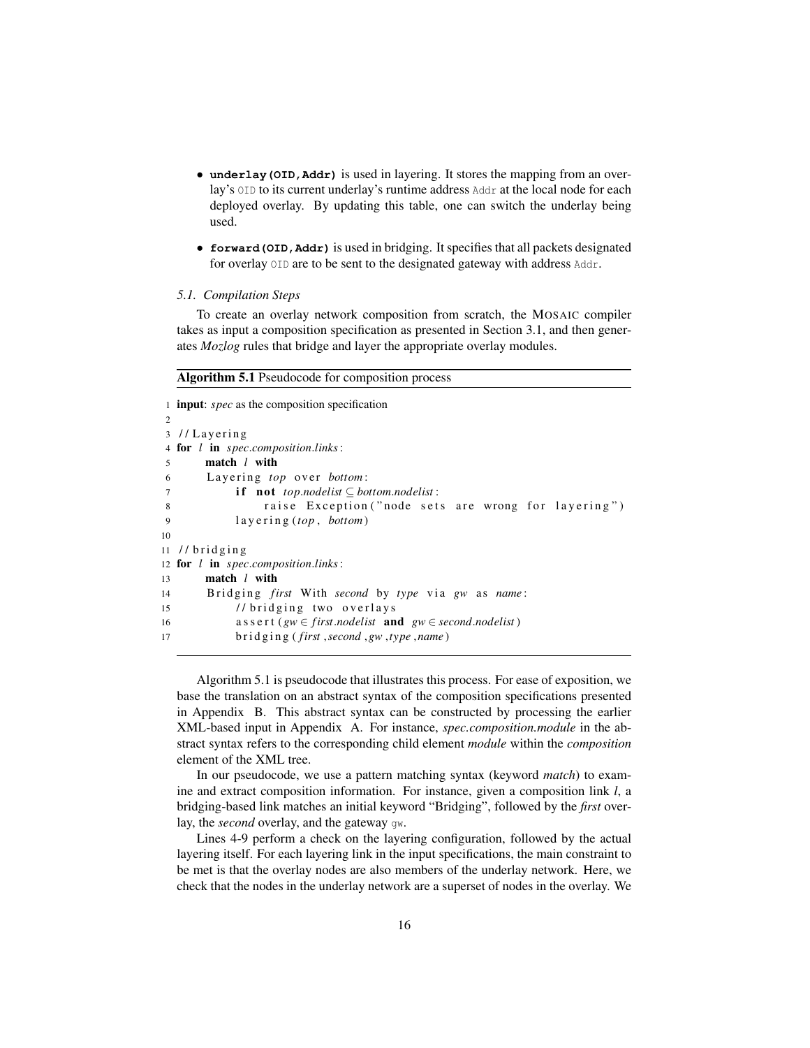- **`underlay(OID,Addr)`** is used in layering. It stores the mapping from an overlay's `OID` to its current underlay's runtime address `Addr` at the local node for each deployed overlay. By updating this table, one can switch the underlay being used.

- **`forward(OID,Addr)`** is used in bridging. It specifies that all packets designated for overlay `OID` are to be sent to the designated gateway with address `Addr`.

### *5.1. Compilation Steps*

To create an overlay network composition from scratch, the MOSAIC compiler takes as input a composition specification as presented in Section 3.1, and then generates *Mozlog* rules that bridge and layer the appropriate overlay modules.

**Algorithm 5.1** Pseudocode for composition process

```
1  input: spec as the composition specification
2
3  //Layering
4  for l in spec.composition.links:
5      match l with
6      Layering top over bottom:
7          if not top.nodelist ⊆ bottom.nodelist:
8              raise Exception("node sets are wrong for layering")
9          layering(top, bottom)
10
11 //bridging
12 for l in spec.composition.links:
13     match l with
14     Bridging first With second by type via gw as name:
15         //bridging two overlays
16         assert(gw ∈ first.nodelist and gw ∈ second.nodelist)
17         bridging(first,second,gw,type,name)
```

Algorithm 5.1 is pseudocode that illustrates this process. For ease of exposition, we base the translation on an abstract syntax of the composition specifications presented in Appendix B. This abstract syntax can be constructed by processing the earlier XML-based input in Appendix A. For instance, *spec.composition.module* in the abstract syntax refers to the corresponding child element *module* within the *composition* element of the XML tree.

In our pseudocode, we use a pattern matching syntax (keyword *match*) to examine and extract composition information. For instance, given a composition link *l*, a bridging-based link matches an initial keyword "Bridging", followed by the ***first*** overlay, the *second* overlay, and the gateway `gw`.

Lines 4-9 perform a check on the layering configuration, followed by the actual layering itself. For each layering link in the input specifications, the main constraint to be met is that the overlay nodes are also members of the underlay network. Here, we check that the nodes in the underlay network are a superset of nodes in the overlay. We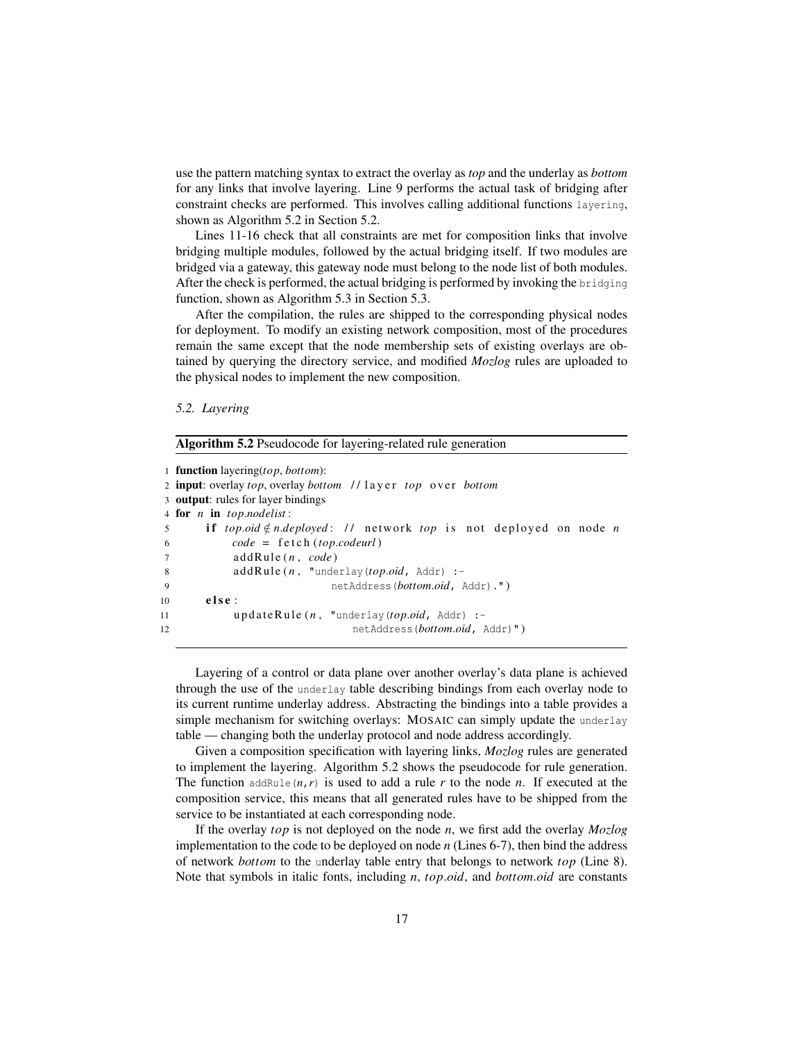use the pattern matching syntax to extract the overlay as *top* and the underlay as *bottom* for any links that involve layering. Line 9 performs the actual task of bridging after constraint checks are performed. This involves calling additional functions `layering`, shown as Algorithm 5.2 in Section 5.2.

Lines 11-16 check that all constraints are met for composition links that involve bridging multiple modules, followed by the actual bridging itself. If two modules are bridged via a gateway, this gateway node must belong to the node list of both modules. After the check is performed, the actual bridging is performed by invoking the `bridging` function, shown as Algorithm 5.3 in Section 5.3.

After the compilation, the rules are shipped to the corresponding physical nodes for deployment. To modify an existing network composition, most of the procedures remain the same except that the node membership sets of existing overlays are obtained by querying the directory service, and modified *Mozlog* rules are uploaded to the physical nodes to implement the new composition.

### *5.2. Layering*

**Algorithm 5.2** Pseudocode for layering-related rule generation

```
1  function layering(top, bottom):
2  input: overlay top, overlay bottom  // layer top over bottom
3  output: rules for layer bindings
4  for n in top.nodelist:
5      if top.oid ∉ n.deployed:  // network top is not deployed on node n
6          code = fetch(top.codeurl)
7          addRule(n, code)
8          addRule(n, "underlay(top.oid, Addr) :-
9                      netAddress(bottom.oid, Addr).")
10     else:
11         updateRule(n, "underlay(top.oid, Addr) :-
12                         netAddress(bottom.oid, Addr)")
```

Layering of a control or data plane over another overlay's data plane is achieved through the use of the `underlay` table describing bindings from each overlay node to its current runtime underlay address. Abstracting the bindings into a table provides a simple mechanism for switching overlays: MOSAIC can simply update the `underlay` table — changing both the underlay protocol and node address accordingly.

Given a composition specification with layering links, *Mozlog* rules are generated to implement the layering. Algorithm 5.2 shows the pseudocode for rule generation. The function `addRule(n,r)` is used to add a rule *r* to the node *n*. If executed at the composition service, this means that all generated rules have to be shipped from the service to be instantiated at each corresponding node.

If the overlay *top* is not deployed on the node *n*, we first add the overlay *Mozlog* implementation to the code to be deployed on node *n* (Lines 6-7), then bind the address of network *bottom* to the `u`nderlay table entry that belongs to network *top* (Line 8). Note that symbols in italic fonts, including *n*, *top.oid*, and *bottom.oid* are constants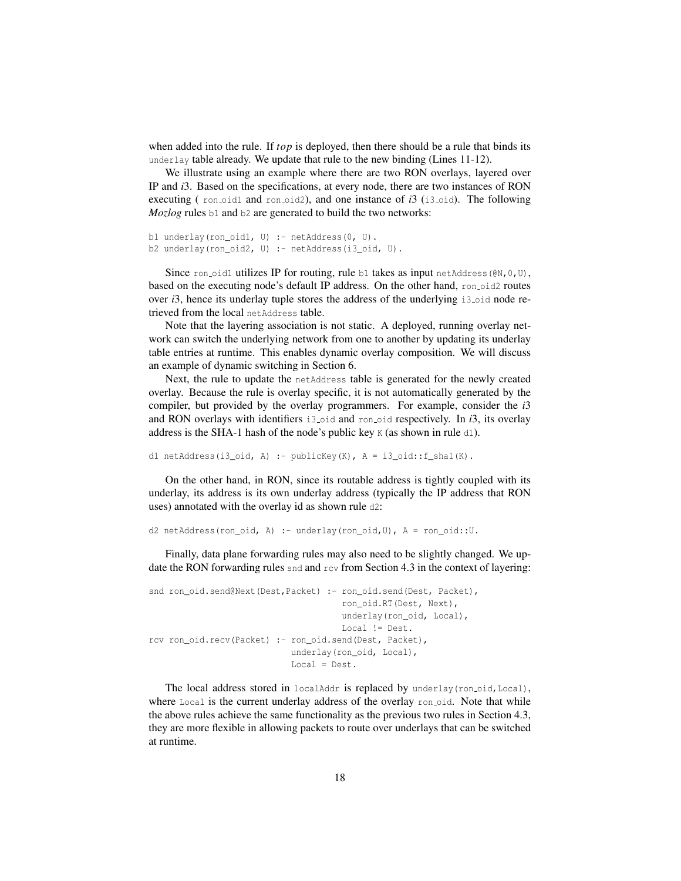when added into the rule. If *top* is deployed, then there should be a rule that binds its `underlay` table already. We update that rule to the new binding (Lines 11-12).

We illustrate using an example where there are two RON overlays, layered over IP and *i*3. Based on the specifications, at every node, there are two instances of RON executing ( `ron_oid1` and `ron_oid2`), and one instance of *i*3 (`i3_oid`). The following *Mozlog* rules `b1` and `b2` are generated to build the two networks:

```
b1 underlay(ron_oid1, U) :- netAddress(0, U).
b2 underlay(ron_oid2, U) :- netAddress(i3_oid, U).
```

Since `ron_oid1` utilizes IP for routing, rule `b1` takes as input `netAddress(@N,0,U)`, based on the executing node's default IP address. On the other hand, `ron_oid2` routes over *i*3, hence its underlay tuple stores the address of the underlying `i3_oid` node retrieved from the local `netAddress` table.

Note that the layering association is not static. A deployed, running overlay network can switch the underlying network from one to another by updating its underlay table entries at runtime. This enables dynamic overlay composition. We will discuss an example of dynamic switching in Section 6.

Next, the rule to update the `netAddress` table is generated for the newly created overlay. Because the rule is overlay specific, it is not automatically generated by the compiler, but provided by the overlay programmers. For example, consider the *i*3 and RON overlays with identifiers `i3_oid` and `ron_oid` respectively. In *i*3, its overlay address is the SHA-1 hash of the node's public key `K` (as shown in rule `d1`).

```
d1 netAddress(i3_oid, A) :- publicKey(K), A = i3_oid::f_sha1(K).
```

On the other hand, in RON, since its routable address is tightly coupled with its underlay, its address is its own underlay address (typically the IP address that RON uses) annotated with the overlay id as shown rule `d2`:

```
d2 netAddress(ron_oid, A) :- underlay(ron_oid,U), A = ron_oid::U.
```

Finally, data plane forwarding rules may also need to be slightly changed. We update the RON forwarding rules `snd` and `rcv` from Section 4.3 in the context of layering:

```
snd ron_oid.send@Next(Dest,Packet) :- ron_oid.send(Dest, Packet),
                                      ron_oid.RT(Dest, Next),
                                      underlay(ron_oid, Local),
                                      Local != Dest.
rcv ron_oid.recv(Packet) :- ron_oid.send(Dest, Packet),
                            underlay(ron_oid, Local),
                            Local = Dest.
```

The local address stored in `localAddr` is replaced by `underlay(ron_oid,Local)`, where `Local` is the current underlay address of the overlay `ron_oid`. Note that while the above rules achieve the same functionality as the previous two rules in Section 4.3, they are more flexible in allowing packets to route over underlays that can be switched at runtime.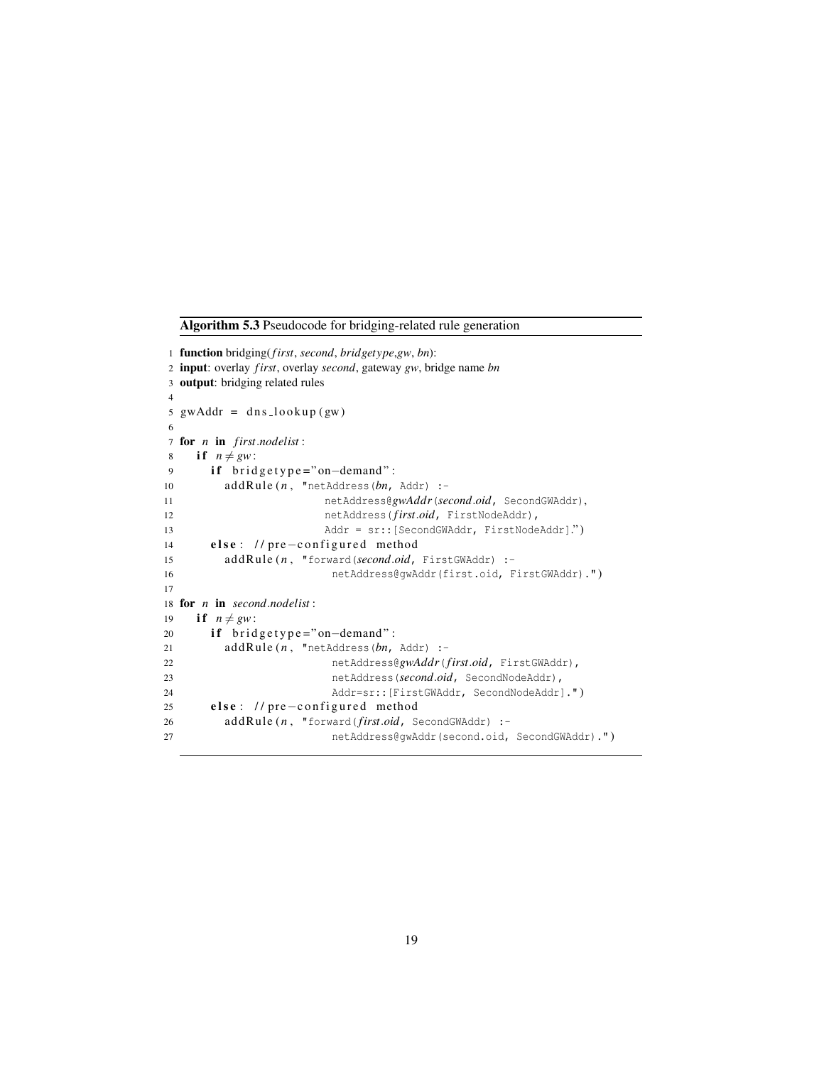**Algorithm 5.3** Pseudocode for bridging-related rule generation

```
1  function bridging(first, second, bridgetype,gw, bn):
2  input: overlay first, overlay second, gateway gw, bridge name bn
3  output: bridging related rules
4
5  gwAddr = dns_lookup(gw)
6
7  for n in first.nodelist:
8    if n ≠ gw:
9      if bridgetype="on-demand":
10       addRule(n, "netAddress(bn, Addr) :-
11                  netAddress@gwAddr(second.oid, SecondGWAddr),
12                  netAddress(first.oid, FirstNodeAddr),
13                  Addr = sr::[SecondGWAddr, FirstNodeAddr].")
14     else: //pre-configured method
15       addRule(n, "forward(second.oid, FirstGWAddr) :-
16                   netAddress@gwAddr(first.oid, FirstGWAddr).")
17
18 for n in second.nodelist:
19   if n ≠ gw:
20     if bridgetype="on-demand":
21       addRule(n, "netAddress(bn, Addr) :-
22                   netAddress@gwAddr(first.oid, FirstGWAddr),
23                   netAddress(second.oid, SecondNodeAddr),
24                   Addr=sr::[FirstGWAddr, SecondNodeAddr].")
25     else: //pre-configured method
26       addRule(n, "forward(first.oid, SecondGWAddr) :-
27                   netAddress@gwAddr(second.oid, SecondGWAddr).")
```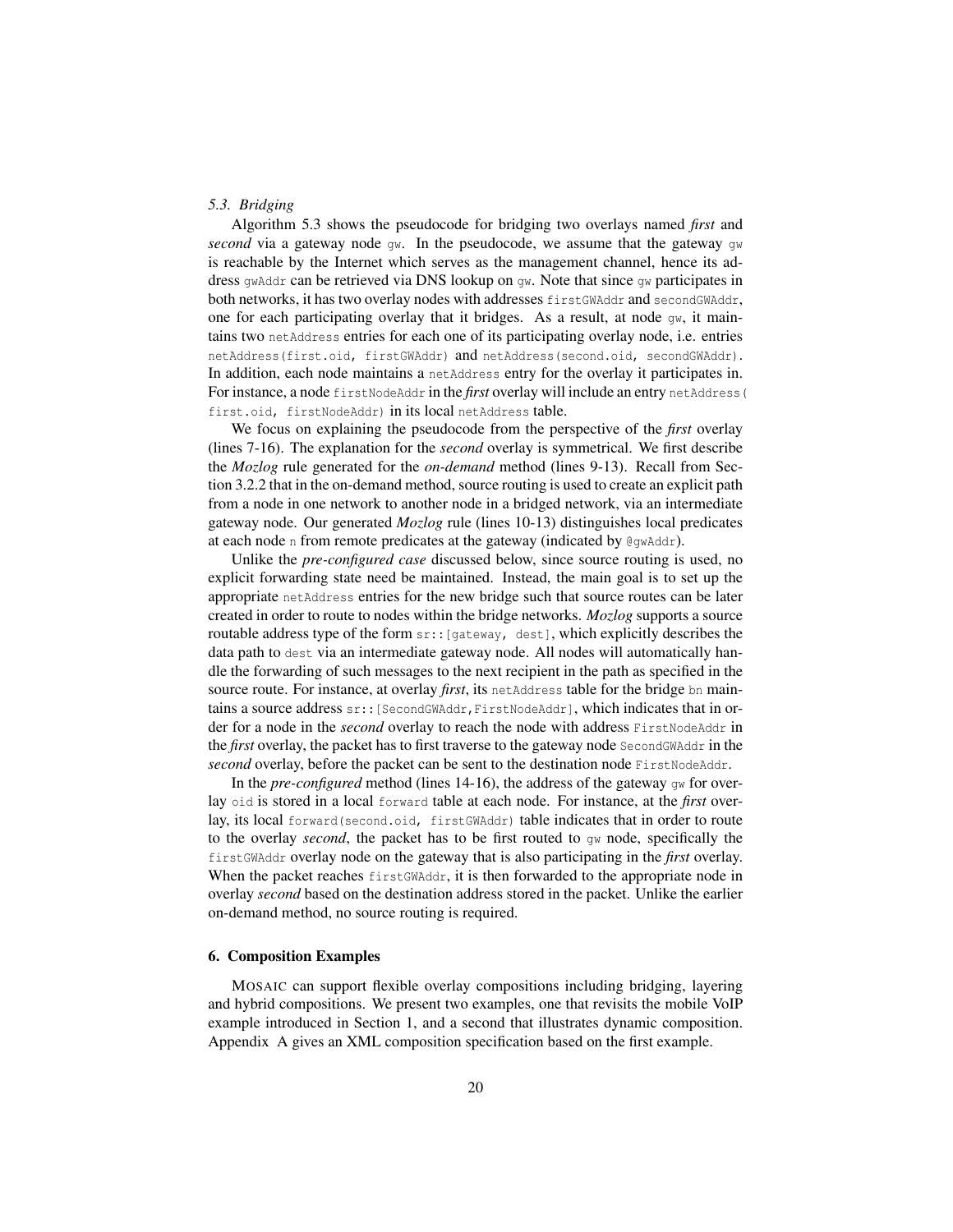### 5.3. Bridging

Algorithm 5.3 shows the pseudocode for bridging two overlays named ***first*** and ***second*** via a gateway node `gw`. In the pseudocode, we assume that the gateway `gw` is reachable by the Internet which serves as the management channel, hence its address `gwAddr` can be retrieved via DNS lookup on `gw`. Note that since `gw` participates in both networks, it has two overlay nodes with addresses `firstGWAddr` and `secondGWAddr`, one for each participating overlay that it bridges. As a result, at node `gw`, it maintains two `netAddress` entries for each one of its participating overlay node, i.e. entries `netAddress(first.oid, firstGWAddr)` and `netAddress(second.oid, secondGWAddr)`. In addition, each node maintains a `netAddress` entry for the overlay it participates in. For instance, a node `firstNodeAddr` in the ***first*** overlay will include an entry `netAddress( first.oid, firstNodeAddr)` in its local `netAddress` table.

We focus on explaining the pseudocode from the perspective of the ***first*** overlay (lines 7-16). The explanation for the ***second*** overlay is symmetrical. We first describe the *Mozlog* rule generated for the *on-demand* method (lines 9-13). Recall from Section 3.2.2 that in the on-demand method, source routing is used to create an explicit path from a node in one network to another node in a bridged network, via an intermediate gateway node. Our generated *Mozlog* rule (lines 10-13) distinguishes local predicates at each node `n` from remote predicates at the gateway (indicated by `@gwAddr`).

Unlike the *pre-configured case* discussed below, since source routing is used, no explicit forwarding state need be maintained. Instead, the main goal is to set up the appropriate `netAddress` entries for the new bridge such that source routes can be later created in order to route to nodes within the bridge networks. *Mozlog* supports a source routable address type of the form `sr::[gateway, dest]`, which explicitly describes the data path to `dest` via an intermediate gateway node. All nodes will automatically handle the forwarding of such messages to the next recipient in the path as specified in the source route. For instance, at overlay ***first***, its `netAddress` table for the bridge `bn` maintains a source address `sr::[SecondGWAddr,FirstNodeAddr]`, which indicates that in order for a node in the ***second*** overlay to reach the node with address `FirstNodeAddr` in the ***first*** overlay, the packet has to first traverse to the gateway node `SecondGWAddr` in the ***second*** overlay, before the packet can be sent to the destination node `FirstNodeAddr`.

In the *pre-configured* method (lines 14-16), the address of the gateway `gw` for overlay `oid` is stored in a local `forward` table at each node. For instance, at the ***first*** overlay, its local `forward(second.oid, firstGWAddr)` table indicates that in order to route to the overlay ***second***, the packet has to be first routed to `gw` node, specifically the `firstGWAddr` overlay node on the gateway that is also participating in the ***first*** overlay. When the packet reaches `firstGWAddr`, it is then forwarded to the appropriate node in overlay ***second*** based on the destination address stored in the packet. Unlike the earlier on-demand method, no source routing is required.

## 6. Composition Examples

MOSAIC can support flexible overlay compositions including bridging, layering and hybrid compositions. We present two examples, one that revisits the mobile VoIP example introduced in Section 1, and a second that illustrates dynamic composition. Appendix A gives an XML composition specification based on the first example.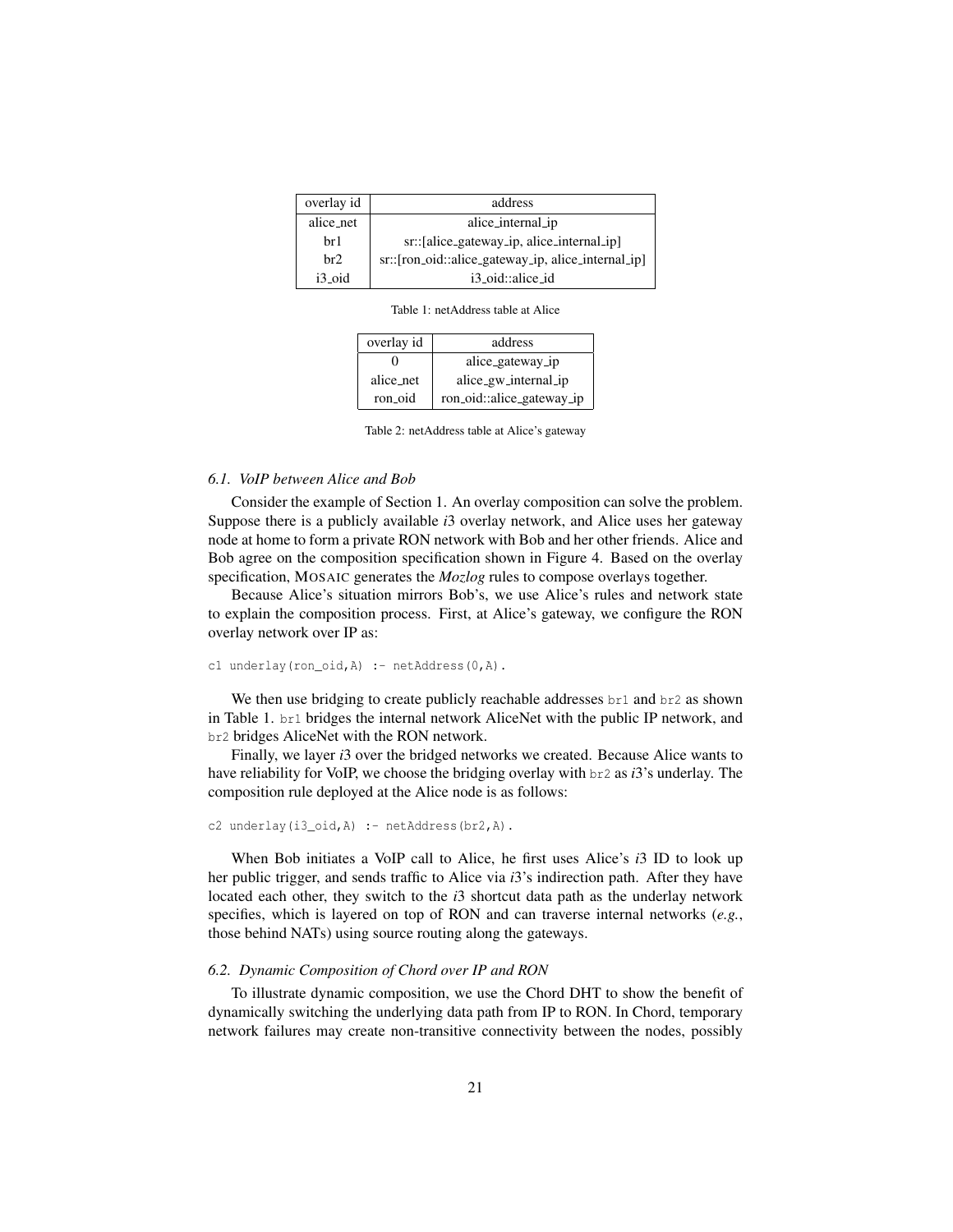| overlay id | address |
|---|---|
| alice_net | alice_internal_ip |
| br1 | sr::[alice_gateway_ip, alice_internal_ip] |
| br2 | sr::[ron_oid::alice_gateway_ip, alice_internal_ip] |
| i3_oid | i3_oid::alice_id |

Table 1: netAddress table at Alice

| overlay id | address |
|---|---|
| 0 | alice_gateway_ip |
| alice_net | alice_gw_internal_ip |
| ron_oid | ron_oid::alice_gateway_ip |

Table 2: netAddress table at Alice's gateway

### 6.1. VoIP between Alice and Bob

Consider the example of Section 1. An overlay composition can solve the problem. Suppose there is a publicly available *i*3 overlay network, and Alice uses her gateway node at home to form a private RON network with Bob and her other friends. Alice and Bob agree on the composition specification shown in Figure 4. Based on the overlay specification, MOSAIC generates the *Mozlog* rules to compose overlays together.

Because Alice's situation mirrors Bob's, we use Alice's rules and network state to explain the composition process. First, at Alice's gateway, we configure the RON overlay network over IP as:

```
c1 underlay(ron_oid,A) :- netAddress(0,A).
```

We then use bridging to create publicly reachable addresses `br1` and `br2` as shown in Table 1. `br1` bridges the internal network AliceNet with the public IP network, and `br2` bridges AliceNet with the RON network.

Finally, we layer *i*3 over the bridged networks we created. Because Alice wants to have reliability for VoIP, we choose the bridging overlay with `br2` as *i*3's underlay. The composition rule deployed at the Alice node is as follows:

```
c2 underlay(i3_oid,A) :- netAddress(br2,A).
```

When Bob initiates a VoIP call to Alice, he first uses Alice's *i*3 ID to look up her public trigger, and sends traffic to Alice via *i*3's indirection path. After they have located each other, they switch to the *i*3 shortcut data path as the underlay network specifies, which is layered on top of RON and can traverse internal networks (*e.g.*, those behind NATs) using source routing along the gateways.

### 6.2. Dynamic Composition of Chord over IP and RON

To illustrate dynamic composition, we use the Chord DHT to show the benefit of dynamically switching the underlying data path from IP to RON. In Chord, temporary network failures may create non-transitive connectivity between the nodes, possibly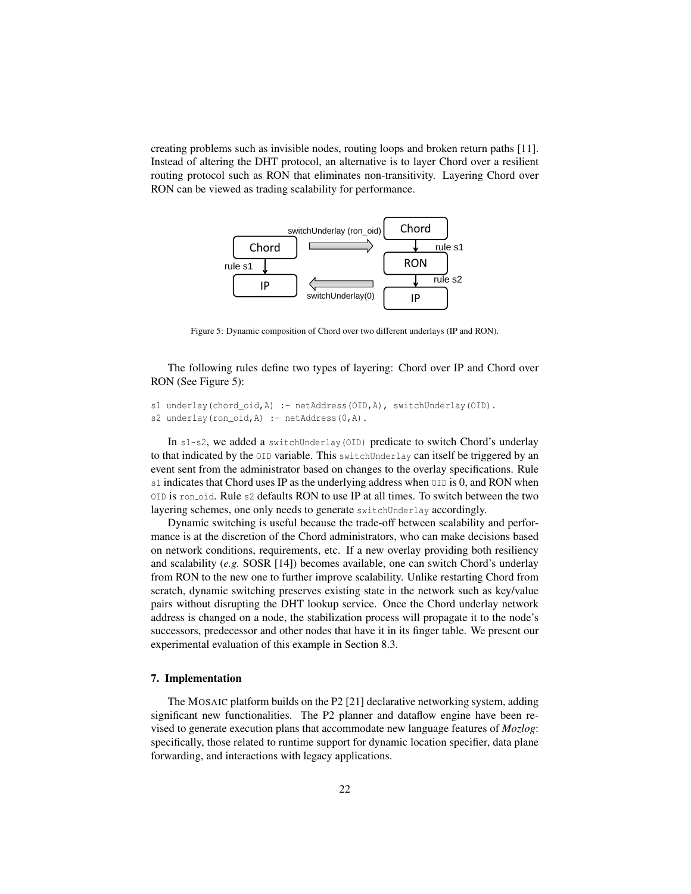creating problems such as invisible nodes, routing loops and broken return paths [11]. Instead of altering the DHT protocol, an alternative is to layer Chord over a resilient routing protocol such as RON that eliminates non-transitivity. Layering Chord over RON can be viewed as trading scalability for performance.

Figure 5: Dynamic composition of Chord over two different underlays (IP and RON).

The following rules define two types of layering: Chord over IP and Chord over RON (See Figure 5):

```
s1 underlay(chord_oid,A) :- netAddress(OID,A), switchUnderlay(OID).
s2 underlay(ron_oid,A) :- netAddress(0,A).
```

In `s1-s2`, we added a `switchUnderlay(OID)` predicate to switch Chord's underlay to that indicated by the `OID` variable. This `switchUnderlay` can itself be triggered by an event sent from the administrator based on changes to the overlay specifications. Rule `s1` indicates that Chord uses IP as the underlying address when `OID` is 0, and RON when `OID` is `ron_oid`. Rule `s2` defaults RON to use IP at all times. To switch between the two layering schemes, one only needs to generate `switchUnderlay` accordingly.

Dynamic switching is useful because the trade-off between scalability and performance is at the discretion of the Chord administrators, who can make decisions based on network conditions, requirements, etc. If a new overlay providing both resiliency and scalability (*e.g.* SOSR [14]) becomes available, one can switch Chord's underlay from RON to the new one to further improve scalability. Unlike restarting Chord from scratch, dynamic switching preserves existing state in the network such as key/value pairs without disrupting the DHT lookup service. Once the Chord underlay network address is changed on a node, the stabilization process will propagate it to the node's successors, predecessor and other nodes that have it in its finger table. We present our experimental evaluation of this example in Section 8.3.

## 7. Implementation

The MOSAIC platform builds on the P2 [21] declarative networking system, adding significant new functionalities. The P2 planner and dataflow engine have been revised to generate execution plans that accommodate new language features of *Mozlog*: specifically, those related to runtime support for dynamic location specifier, data plane forwarding, and interactions with legacy applications.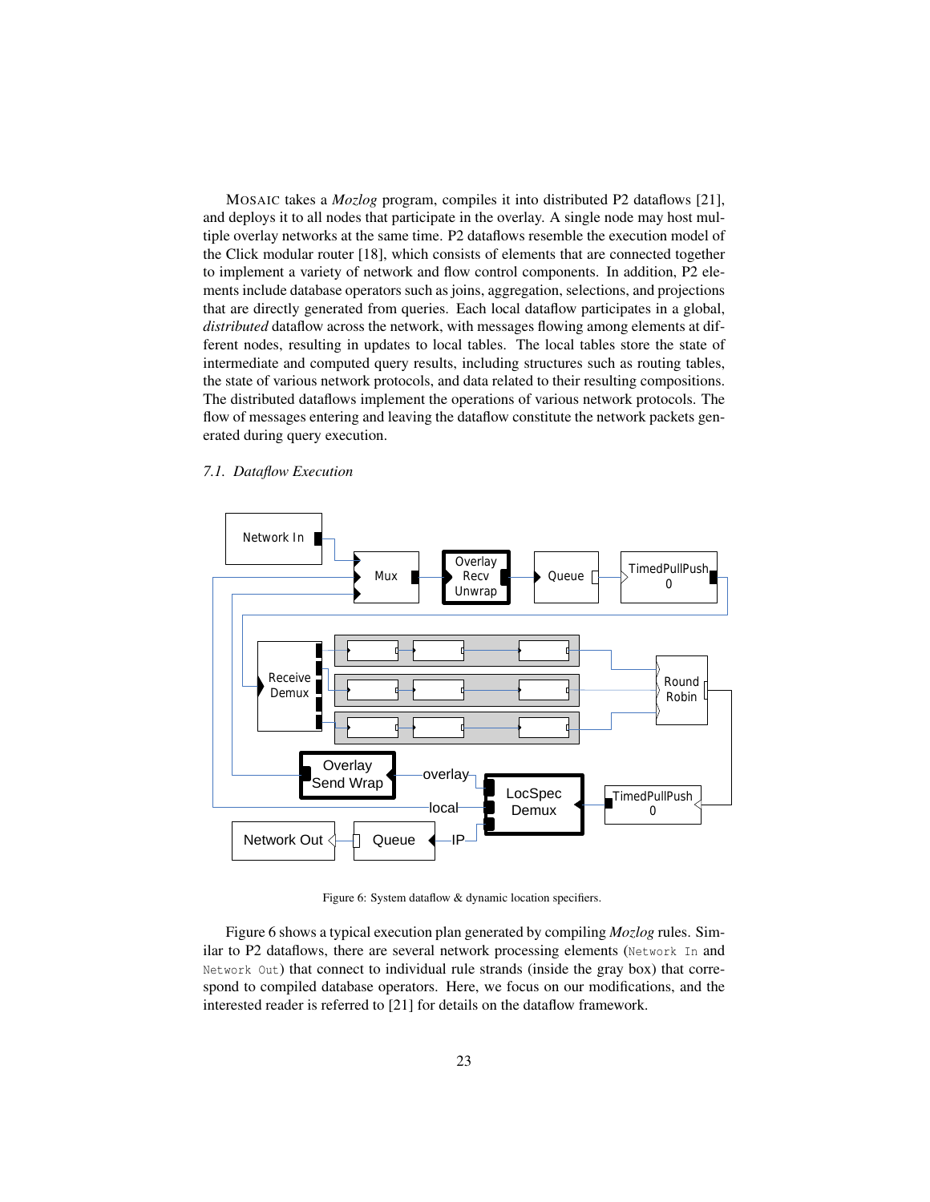MOSAIC takes a *Mozlog* program, compiles it into distributed P2 dataflows [21], and deploys it to all nodes that participate in the overlay. A single node may host multiple overlay networks at the same time. P2 dataflows resemble the execution model of the Click modular router [18], which consists of elements that are connected together to implement a variety of network and flow control components. In addition, P2 elements include database operators such as joins, aggregation, selections, and projections that are directly generated from queries. Each local dataflow participates in a global, *distributed* dataflow across the network, with messages flowing among elements at different nodes, resulting in updates to local tables. The local tables store the state of intermediate and computed query results, including structures such as routing tables, the state of various network protocols, and data related to their resulting compositions. The distributed dataflows implement the operations of various network protocols. The flow of messages entering and leaving the dataflow constitute the network packets generated during query execution.

### *7.1. Dataflow Execution*

Figure 6: System dataflow & dynamic location specifiers.

Figure 6 shows a typical execution plan generated by compiling *Mozlog* rules. Similar to P2 dataflows, there are several network processing elements (`Network In` and `Network Out`) that connect to individual rule strands (inside the gray box) that correspond to compiled database operators. Here, we focus on our modifications, and the interested reader is referred to [21] for details on the dataflow framework.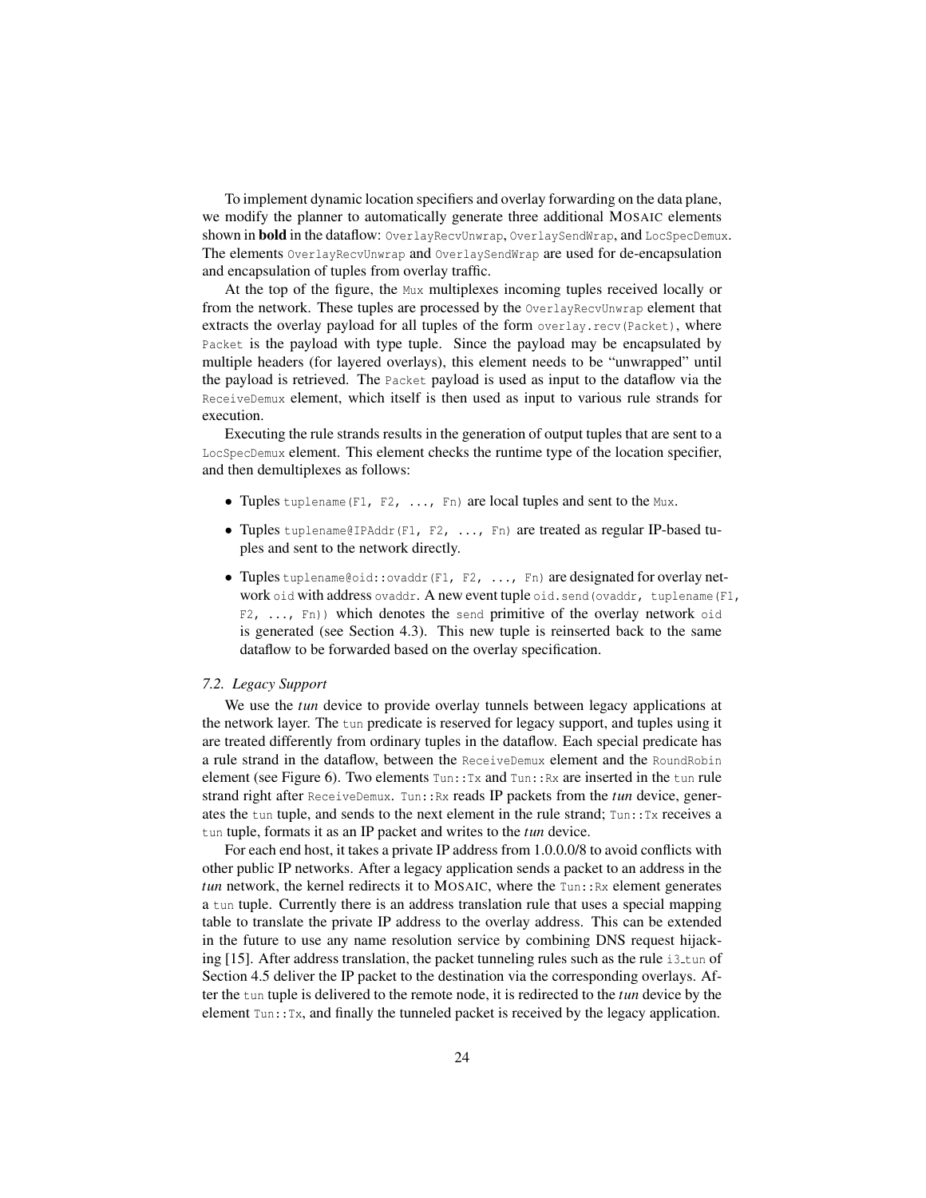To implement dynamic location specifiers and overlay forwarding on the data plane, we modify the planner to automatically generate three additional MOSAIC elements shown in **bold** in the dataflow: `OverlayRecvUnwrap`, `OverlaySendWrap`, and `LocSpecDemux`. The elements `OverlayRecvUnwrap` and `OverlaySendWrap` are used for de-encapsulation and encapsulation of tuples from overlay traffic.

At the top of the figure, the `Mux` multiplexes incoming tuples received locally or from the network. These tuples are processed by the `OverlayRecvUnwrap` element that extracts the overlay payload for all tuples of the form `overlay.recv(Packet)`, where `Packet` is the payload with type tuple. Since the payload may be encapsulated by multiple headers (for layered overlays), this element needs to be "unwrapped" until the payload is retrieved. The `Packet` payload is used as input to the dataflow via the `ReceiveDemux` element, which itself is then used as input to various rule strands for execution.

Executing the rule strands results in the generation of output tuples that are sent to a `LocSpecDemux` element. This element checks the runtime type of the location specifier, and then demultiplexes as follows:

- Tuples `tuplename(F1, F2, ..., Fn)` are local tuples and sent to the `Mux`.
- Tuples `tuplename@IPAddr(F1, F2, ..., Fn)` are treated as regular IP-based tuples and sent to the network directly.
- Tuples `tuplename@oid::ovaddr(F1, F2, ..., Fn)` are designated for overlay network `oid` with address `ovaddr`. A new event tuple `oid.send(ovaddr, tuplename(F1, F2, ..., Fn))` which denotes the `send` primitive of the overlay network `oid` is generated (see Section 4.3). This new tuple is reinserted back to the same dataflow to be forwarded based on the overlay specification.

### *7.2. Legacy Support*

We use the *tun* device to provide overlay tunnels between legacy applications at the network layer. The `tun` predicate is reserved for legacy support, and tuples using it are treated differently from ordinary tuples in the dataflow. Each special predicate has a rule strand in the dataflow, between the `ReceiveDemux` element and the `RoundRobin` element (see Figure 6). Two elements `Tun::Tx` and `Tun::Rx` are inserted in the `tun` rule strand right after `ReceiveDemux`. `Tun::Rx` reads IP packets from the *tun* device, generates the `tun` tuple, and sends to the next element in the rule strand; `Tun::Tx` receives a `tun` tuple, formats it as an IP packet and writes to the *tun* device.

For each end host, it takes a private IP address from 1.0.0.0/8 to avoid conflicts with other public IP networks. After a legacy application sends a packet to an address in the *tun* network, the kernel redirects it to MOSAIC, where the `Tun::Rx` element generates a `tun` tuple. Currently there is an address translation rule that uses a special mapping table to translate the private IP address to the overlay address. This can be extended in the future to use any name resolution service by combining DNS request hijacking [15]. After address translation, the packet tunneling rules such as the rule `i3_tun` of Section 4.5 deliver the IP packet to the destination via the corresponding overlays. After the `tun` tuple is delivered to the remote node, it is redirected to the *tun* device by the element `Tun::Tx`, and finally the tunneled packet is received by the legacy application.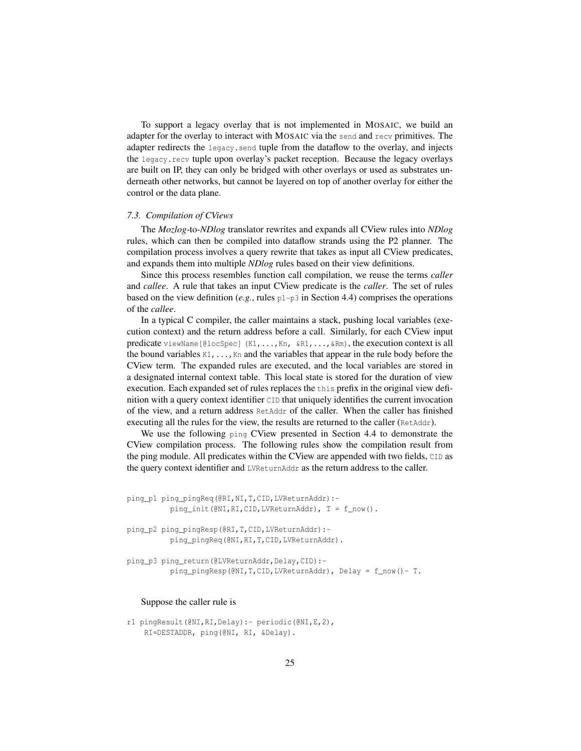To support a legacy overlay that is not implemented in MOSAIC, we build an adapter for the overlay to interact with MOSAIC via the `send` and `recv` primitives. The adapter redirects the `legacy.send` tuple from the dataflow to the overlay, and injects the `legacy.recv` tuple upon overlay's packet reception. Because the legacy overlays are built on IP, they can only be bridged with other overlays or used as substrates underneath other networks, but cannot be layered on top of another overlay for either the control or the data plane.

### *7.3. Compilation of CViews*

The *Mozlog*-to-*NDlog* translator rewrites and expands all CView rules into *NDlog* rules, which can then be compiled into dataflow strands using the P2 planner. The compilation process involves a query rewrite that takes as input all CView predicates, and expands them into multiple *NDlog* rules based on their view definitions.

Since this process resembles function call compilation, we reuse the terms *caller* and *callee*. A rule that takes an input CView predicate is the *caller*. The set of rules based on the view definition (*e.g.*, rules `p1-p3` in Section 4.4) comprises the operations of the *callee*.

In a typical C compiler, the caller maintains a stack, pushing local variables (execution context) and the return address before a call. Similarly, for each CView input predicate `viewName[@locSpec](K1,...,Kn, &R1,...,&Rm)`, the execution context is all the bound variables `K1,...,Kn` and the variables that appear in the rule body before the CView term. The expanded rules are executed, and the local variables are stored in a designated internal context table. This local state is stored for the duration of view execution. Each expanded set of rules replaces the `this` prefix in the original view definition with a query context identifier `CID` that uniquely identifies the current invocation of the view, and a return address `RetAddr` of the caller. When the caller has finished executing all the rules for the view, the results are returned to the caller (`RetAddr`).

We use the following `ping` CView presented in Section 4.4 to demonstrate the CView compilation process. The following rules show the compilation result from the ping module. All predicates within the CView are appended with two fields, `CID` as the query context identifier and `LVReturnAddr` as the return address to the caller.

```
ping_p1 ping_pingReq(@RI,NI,T,CID,LVReturnAddr):-
         ping_init(@NI,RI,CID,LVReturnAddr), T = f_now().

ping_p2 ping_pingResp(@RI,T,CID,LVReturnAddr):-
         ping_pingReq(@NI,RI,T,CID,LVReturnAddr).

ping_p3 ping_return(@LVReturnAddr,Delay,CID):-
         ping_pingResp(@NI,T,CID,LVReturnAddr), Delay = f_now()- T.
```

Suppose the caller rule is

```
r1 pingResult(@NI,RI,Delay):- periodic(@NI,E,2),
    RI=DESTADDR, ping(@NI, RI, &Delay).
```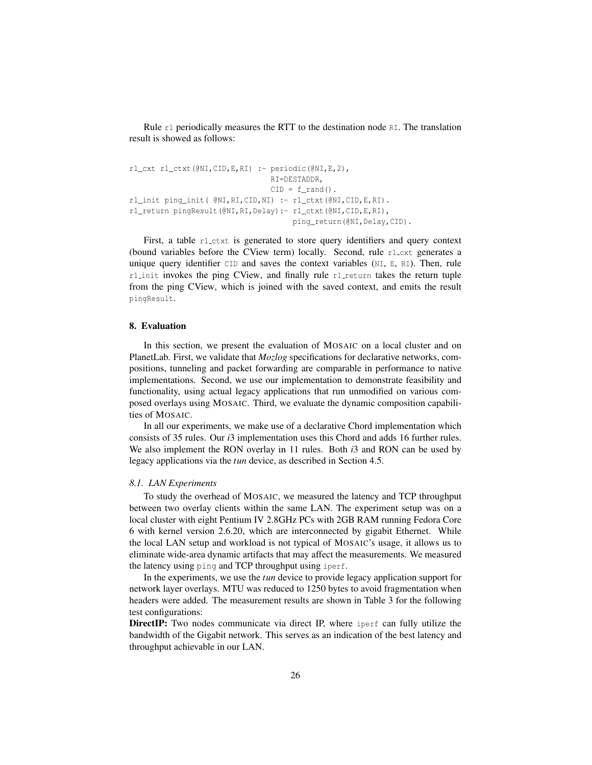Rule `r1` periodically measures the RTT to the destination node `RI`. The translation result is showed as follows:

```
r1_cxt r1_ctxt(@NI,CID,E,RI) :- periodic(@NI,E,2),
                                RI=DESTADDR,
                                CID = f_rand().
r1_init ping_init( @NI,RI,CID,NI) :- r1_ctxt(@NI,CID,E,RI).
r1_return pingResult(@NI,RI,Delay):- r1_ctxt(@NI,CID,E,RI),
                                     ping_return(@NI,Delay,CID).
```

First, a table `r1_ctxt` is generated to store query identifiers and query context (bound variables before the CView term) locally. Second, rule `r1_cxt` generates a unique query identifier `CID` and saves the context variables (`NI`, `E`, `RI`). Then, rule `r1_init` invokes the ping CView, and finally rule `r1_return` takes the return tuple from the ping CView, which is joined with the saved context, and emits the result `pingResult`.

## 8. Evaluation

In this section, we present the evaluation of MOSAIC on a local cluster and on PlanetLab. First, we validate that *Mozlog* specifications for declarative networks, compositions, tunneling and packet forwarding are comparable in performance to native implementations. Second, we use our implementation to demonstrate feasibility and functionality, using actual legacy applications that run unmodified on various composed overlays using MOSAIC. Third, we evaluate the dynamic composition capabilities of MOSAIC.

In all our experiments, we make use of a declarative Chord implementation which consists of 35 rules. Our *i*3 implementation uses this Chord and adds 16 further rules. We also implement the RON overlay in 11 rules. Both *i*3 and RON can be used by legacy applications via the *tun* device, as described in Section 4.5.

### *8.1. LAN Experiments*

To study the overhead of MOSAIC, we measured the latency and TCP throughput between two overlay clients within the same LAN. The experiment setup was on a local cluster with eight Pentium IV 2.8GHz PCs with 2GB RAM running Fedora Core 6 with kernel version 2.6.20, which are interconnected by gigabit Ethernet. While the local LAN setup and workload is not typical of MOSAIC's usage, it allows us to eliminate wide-area dynamic artifacts that may affect the measurements. We measured the latency using `ping` and TCP throughput using `iperf`.

In the experiments, we use the *tun* device to provide legacy application support for network layer overlays. MTU was reduced to 1250 bytes to avoid fragmentation when headers were added. The measurement results are shown in Table 3 for the following test configurations:

**DirectIP:** Two nodes communicate via direct IP, where `iperf` can fully utilize the bandwidth of the Gigabit network. This serves as an indication of the best latency and throughput achievable in our LAN.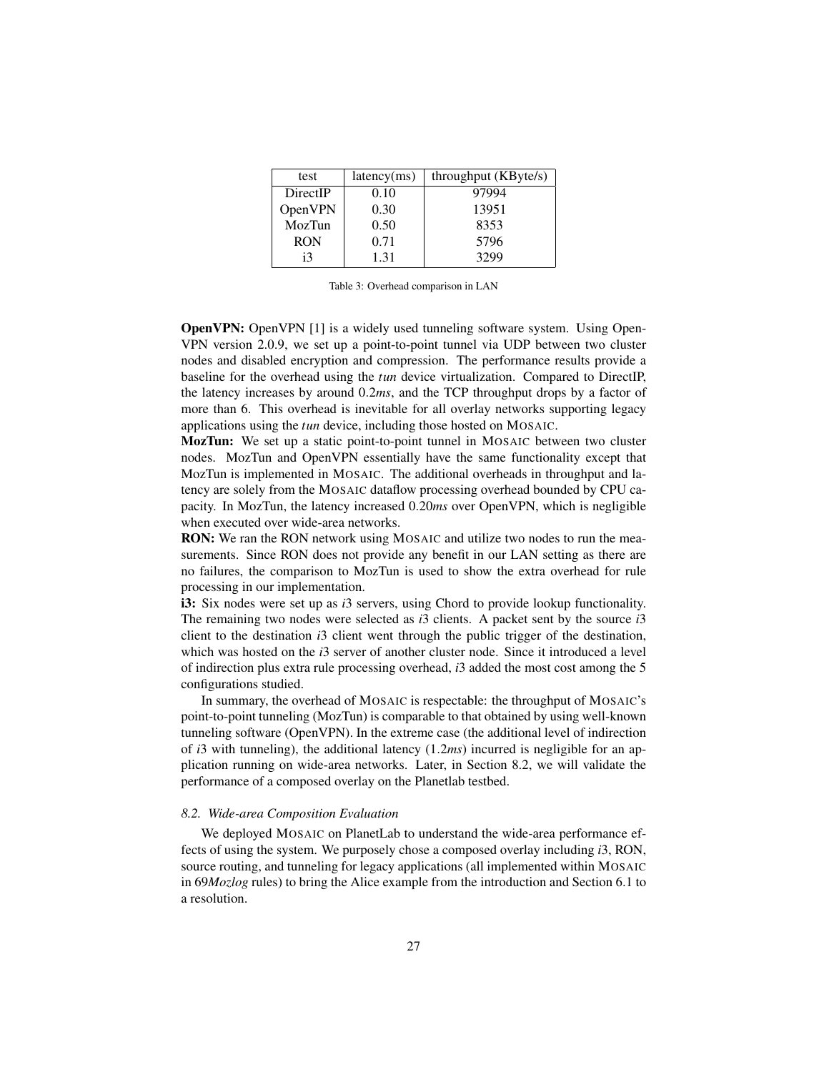| test | latency(ms) | throughput (KByte/s) |
|---|---|---|
| DirectIP | 0.10 | 97994 |
| OpenVPN | 0.30 | 13951 |
| MozTun | 0.50 | 8353 |
| RON | 0.71 | 5796 |
| i3 | 1.31 | 3299 |

Table 3: Overhead comparison in LAN

**OpenVPN:** OpenVPN [1] is a widely used tunneling software system. Using OpenVPN version 2.0.9, we set up a point-to-point tunnel via UDP between two cluster nodes and disabled encryption and compression. The performance results provide a baseline for the overhead using the *tun* device virtualization. Compared to DirectIP, the latency increases by around 0.2*ms*, and the TCP throughput drops by a factor of more than 6. This overhead is inevitable for all overlay networks supporting legacy applications using the *tun* device, including those hosted on MOSAIC.

**MozTun:** We set up a static point-to-point tunnel in MOSAIC between two cluster nodes. MozTun and OpenVPN essentially have the same functionality except that MozTun is implemented in MOSAIC. The additional overheads in throughput and latency are solely from the MOSAIC dataflow processing overhead bounded by CPU capacity. In MozTun, the latency increased 0.20*ms* over OpenVPN, which is negligible when executed over wide-area networks.

**RON:** We ran the RON network using MOSAIC and utilize two nodes to run the measurements. Since RON does not provide any benefit in our LAN setting as there are no failures, the comparison to MozTun is used to show the extra overhead for rule processing in our implementation.

**i3:** Six nodes were set up as *i*3 servers, using Chord to provide lookup functionality. The remaining two nodes were selected as *i*3 clients. A packet sent by the source *i*3 client to the destination *i*3 client went through the public trigger of the destination, which was hosted on the *i*3 server of another cluster node. Since it introduced a level of indirection plus extra rule processing overhead, *i*3 added the most cost among the 5 configurations studied.

In summary, the overhead of MOSAIC is respectable: the throughput of MOSAIC's point-to-point tunneling (MozTun) is comparable to that obtained by using well-known tunneling software (OpenVPN). In the extreme case (the additional level of indirection of *i*3 with tunneling), the additional latency (1.2*ms*) incurred is negligible for an application running on wide-area networks. Later, in Section 8.2, we will validate the performance of a composed overlay on the Planetlab testbed.

### *8.2. Wide-area Composition Evaluation*

We deployed MOSAIC on PlanetLab to understand the wide-area performance effects of using the system. We purposely chose a composed overlay including *i*3, RON, source routing, and tunneling for legacy applications (all implemented within MOSAIC in 69*Mozlog* rules) to bring the Alice example from the introduction and Section 6.1 to a resolution.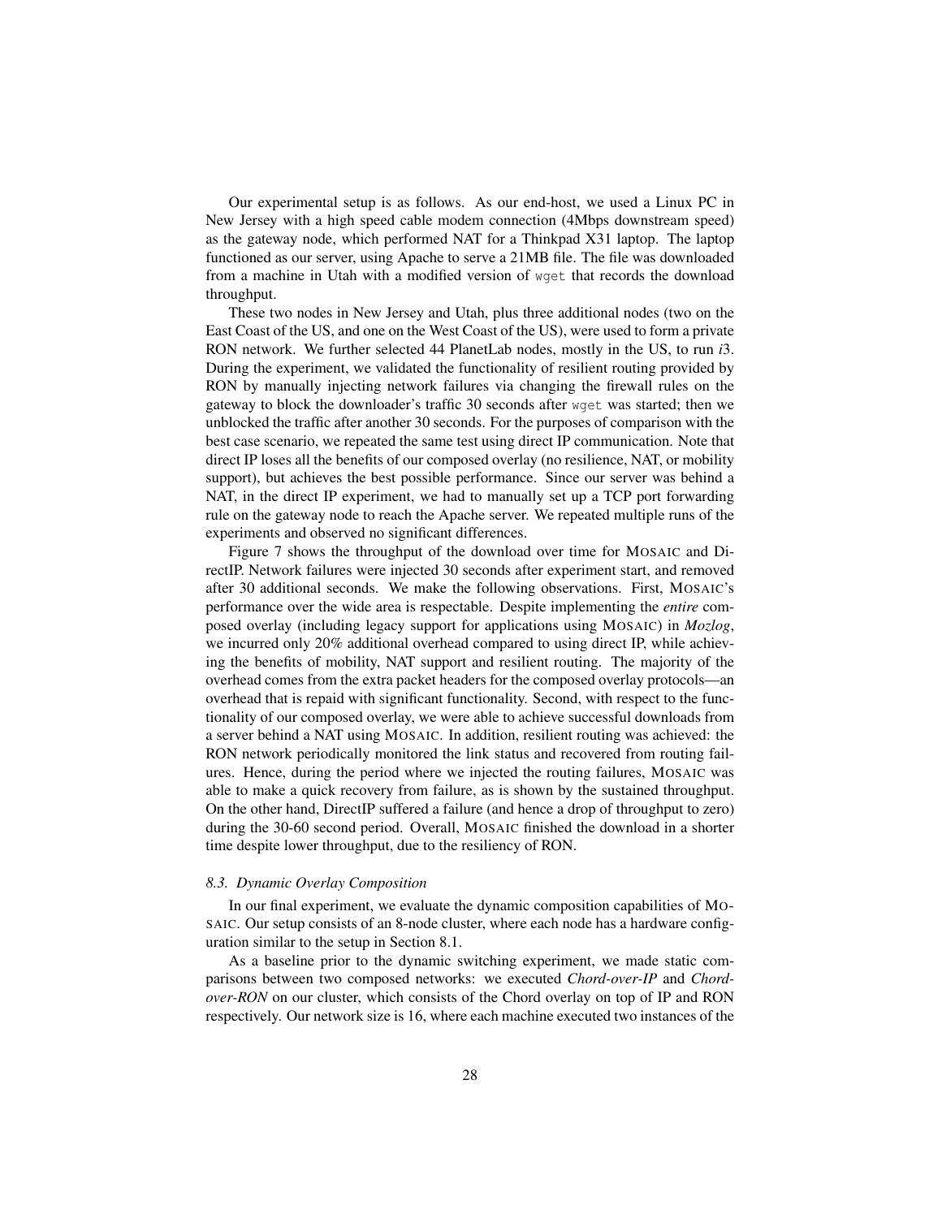Our experimental setup is as follows. As our end-host, we used a Linux PC in New Jersey with a high speed cable modem connection (4Mbps downstream speed) as the gateway node, which performed NAT for a Thinkpad X31 laptop. The laptop functioned as our server, using Apache to serve a 21MB file. The file was downloaded from a machine in Utah with a modified version of `wget` that records the download throughput.

These two nodes in New Jersey and Utah, plus three additional nodes (two on the East Coast of the US, and one on the West Coast of the US), were used to form a private RON network. We further selected 44 PlanetLab nodes, mostly in the US, to run *i*3. During the experiment, we validated the functionality of resilient routing provided by RON by manually injecting network failures via changing the firewall rules on the gateway to block the downloader's traffic 30 seconds after `wget` was started; then we unblocked the traffic after another 30 seconds. For the purposes of comparison with the best case scenario, we repeated the same test using direct IP communication. Note that direct IP loses all the benefits of our composed overlay (no resilience, NAT, or mobility support), but achieves the best possible performance. Since our server was behind a NAT, in the direct IP experiment, we had to manually set up a TCP port forwarding rule on the gateway node to reach the Apache server. We repeated multiple runs of the experiments and observed no significant differences.

Figure 7 shows the throughput of the download over time for MOSAIC and DirectIP. Network failures were injected 30 seconds after experiment start, and removed after 30 additional seconds. We make the following observations. First, MOSAIC's performance over the wide area is respectable. Despite implementing the *entire* composed overlay (including legacy support for applications using MOSAIC) in *Mozlog*, we incurred only 20% additional overhead compared to using direct IP, while achieving the benefits of mobility, NAT support and resilient routing. The majority of the overhead comes from the extra packet headers for the composed overlay protocols—an overhead that is repaid with significant functionality. Second, with respect to the functionality of our composed overlay, we were able to achieve successful downloads from a server behind a NAT using MOSAIC. In addition, resilient routing was achieved: the RON network periodically monitored the link status and recovered from routing failures. Hence, during the period where we injected the routing failures, MOSAIC was able to make a quick recovery from failure, as is shown by the sustained throughput. On the other hand, DirectIP suffered a failure (and hence a drop of throughput to zero) during the 30-60 second period. Overall, MOSAIC finished the download in a shorter time despite lower throughput, due to the resiliency of RON.

### *8.3. Dynamic Overlay Composition*

In our final experiment, we evaluate the dynamic composition capabilities of MOSAIC. Our setup consists of an 8-node cluster, where each node has a hardware configuration similar to the setup in Section 8.1.

As a baseline prior to the dynamic switching experiment, we made static comparisons between two composed networks: we executed *Chord-over-IP* and *Chord-over-RON* on our cluster, which consists of the Chord overlay on top of IP and RON respectively. Our network size is 16, where each machine executed two instances of the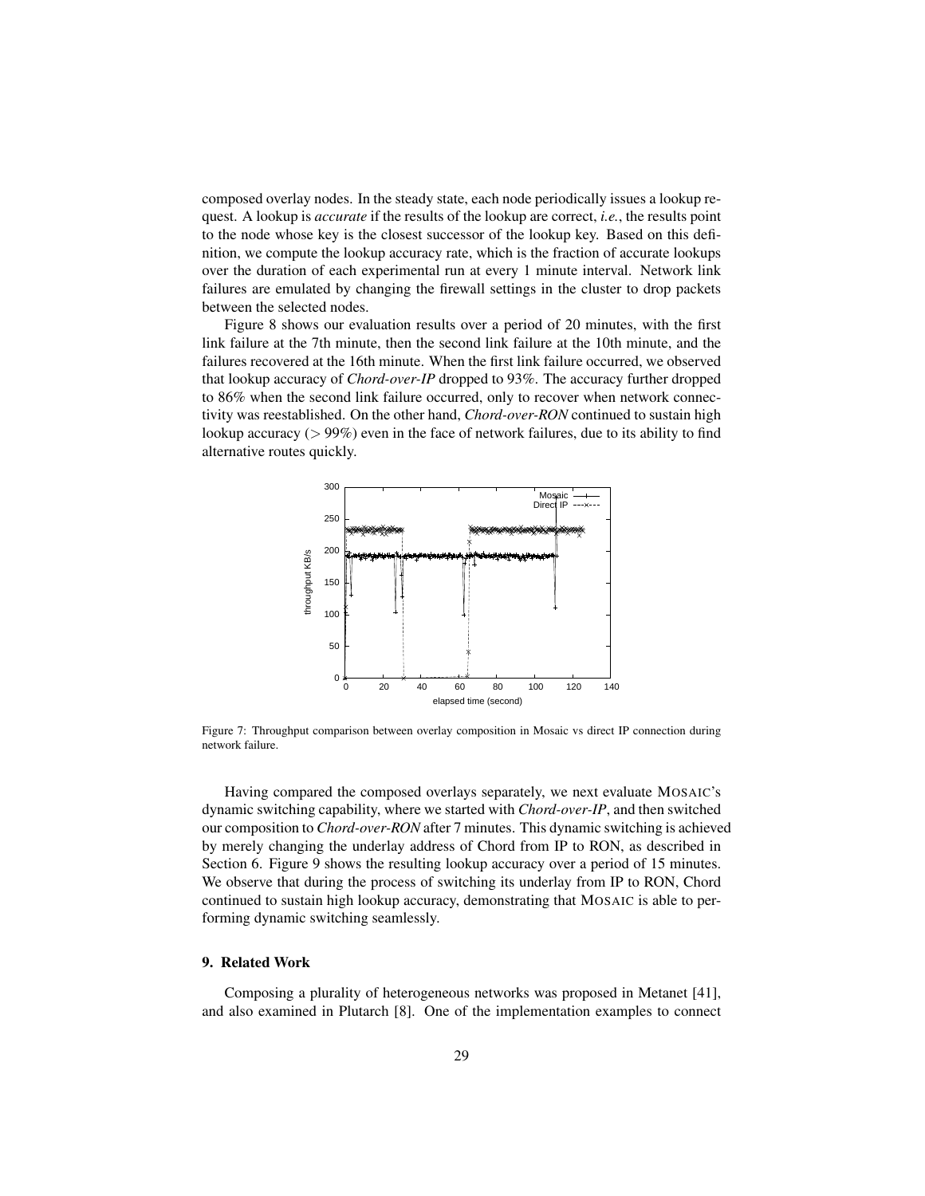composed overlay nodes. In the steady state, each node periodically issues a lookup request. A lookup is *accurate* if the results of the lookup are correct, *i.e.*, the results point to the node whose key is the closest successor of the lookup key. Based on this definition, we compute the lookup accuracy rate, which is the fraction of accurate lookups over the duration of each experimental run at every 1 minute interval. Network link failures are emulated by changing the firewall settings in the cluster to drop packets between the selected nodes.

Figure 8 shows our evaluation results over a period of 20 minutes, with the first link failure at the 7th minute, then the second link failure at the 10th minute, and the failures recovered at the 16th minute. When the first link failure occurred, we observed that lookup accuracy of *Chord-over-IP* dropped to 93%. The accuracy further dropped to 86% when the second link failure occurred, only to recover when network connectivity was reestablished. On the other hand, *Chord-over-RON* continued to sustain high lookup accuracy ($> 99\%$) even in the face of network failures, due to its ability to find alternative routes quickly.

Figure 7: Throughput comparison between overlay composition in Mosaic vs direct IP connection during network failure.

Having compared the composed overlays separately, we next evaluate MOSAIC's dynamic switching capability, where we started with *Chord-over-IP*, and then switched our composition to *Chord-over-RON* after 7 minutes. This dynamic switching is achieved by merely changing the underlay address of Chord from IP to RON, as described in Section 6. Figure 9 shows the resulting lookup accuracy over a period of 15 minutes. We observe that during the process of switching its underlay from IP to RON, Chord continued to sustain high lookup accuracy, demonstrating that MOSAIC is able to performing dynamic switching seamlessly.

## 9. Related Work

Composing a plurality of heterogeneous networks was proposed in Metanet [41], and also examined in Plutarch [8]. One of the implementation examples to connect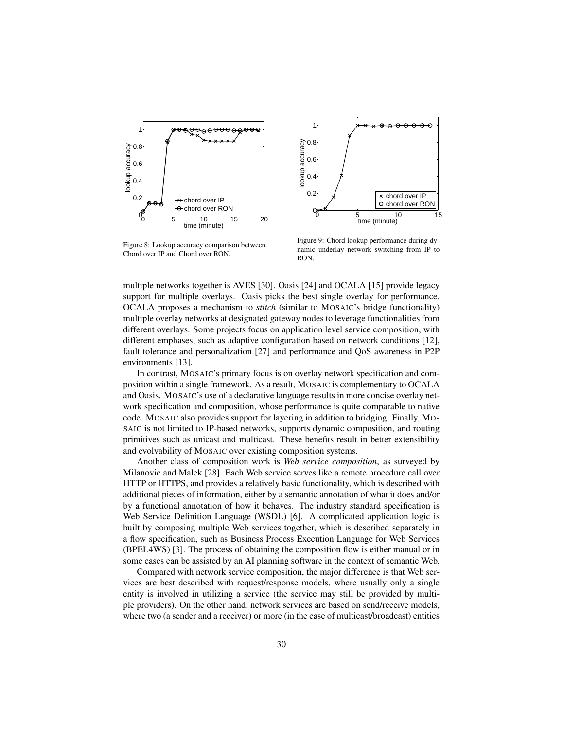Figure 8: Lookup accuracy comparison between Chord over IP and Chord over RON.

Figure 9: Chord lookup performance during dynamic underlay network switching from IP to RON.

multiple networks together is AVES [30]. Oasis [24] and OCALA [15] provide legacy support for multiple overlays. Oasis picks the best single overlay for performance. OCALA proposes a mechanism to *stitch* (similar to MOSAIC's bridge functionality) multiple overlay networks at designated gateway nodes to leverage functionalities from different overlays. Some projects focus on application level service composition, with different emphases, such as adaptive configuration based on network conditions [12], fault tolerance and personalization [27] and performance and QoS awareness in P2P environments [13].

In contrast, MOSAIC's primary focus is on overlay network specification and composition within a single framework. As a result, MOSAIC is complementary to OCALA and Oasis. MOSAIC's use of a declarative language results in more concise overlay network specification and composition, whose performance is quite comparable to native code. MOSAIC also provides support for layering in addition to bridging. Finally, MOSAIC is not limited to IP-based networks, supports dynamic composition, and routing primitives such as unicast and multicast. These benefits result in better extensibility and evolvability of MOSAIC over existing composition systems.

Another class of composition work is *Web service composition*, as surveyed by Milanovic and Malek [28]. Each Web service serves like a remote procedure call over HTTP or HTTPS, and provides a relatively basic functionality, which is described with additional pieces of information, either by a semantic annotation of what it does and/or by a functional annotation of how it behaves. The industry standard specification is Web Service Definition Language (WSDL) [6]. A complicated application logic is built by composing multiple Web services together, which is described separately in a flow specification, such as Business Process Execution Language for Web Services (BPEL4WS) [3]. The process of obtaining the composition flow is either manual or in some cases can be assisted by an AI planning software in the context of semantic Web.

Compared with network service composition, the major difference is that Web services are best described with request/response models, where usually only a single entity is involved in utilizing a service (the service may still be provided by multiple providers). On the other hand, network services are based on send/receive models, where two (a sender and a receiver) or more (in the case of multicast/broadcast) entities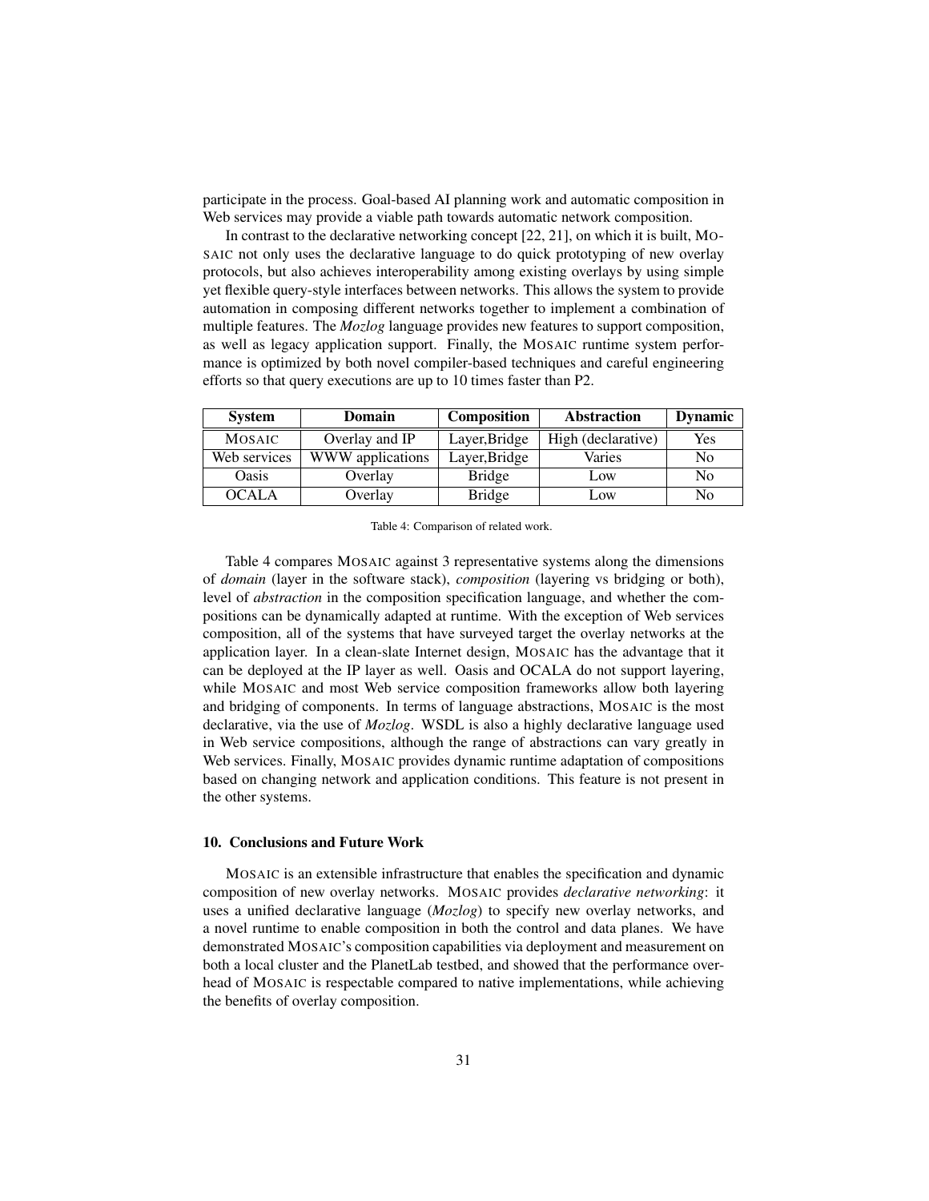participate in the process. Goal-based AI planning work and automatic composition in Web services may provide a viable path towards automatic network composition.

In contrast to the declarative networking concept [22, 21], on which it is built, MOSAIC not only uses the declarative language to do quick prototyping of new overlay protocols, but also achieves interoperability among existing overlays by using simple yet flexible query-style interfaces between networks. This allows the system to provide automation in composing different networks together to implement a combination of multiple features. The *Mozlog* language provides new features to support composition, as well as legacy application support. Finally, the MOSAIC runtime system performance is optimized by both novel compiler-based techniques and careful engineering efforts so that query executions are up to 10 times faster than P2.

| System | Domain | Composition | Abstraction | Dynamic |
|---|---|---|---|---|
| MOSAIC | Overlay and IP | Layer,Bridge | High (declarative) | Yes |
| Web services | WWW applications | Layer,Bridge | Varies | No |
| Oasis | Overlay | Bridge | Low | No |
| OCALA | Overlay | Bridge | Low | No |

Table 4: Comparison of related work.

Table 4 compares MOSAIC against 3 representative systems along the dimensions of *domain* (layer in the software stack), *composition* (layering vs bridging or both), level of *abstraction* in the composition specification language, and whether the compositions can be dynamically adapted at runtime. With the exception of Web services composition, all of the systems that have surveyed target the overlay networks at the application layer. In a clean-slate Internet design, MOSAIC has the advantage that it can be deployed at the IP layer as well. Oasis and OCALA do not support layering, while MOSAIC and most Web service composition frameworks allow both layering and bridging of components. In terms of language abstractions, MOSAIC is the most declarative, via the use of *Mozlog*. WSDL is also a highly declarative language used in Web service compositions, although the range of abstractions can vary greatly in Web services. Finally, MOSAIC provides dynamic runtime adaptation of compositions based on changing network and application conditions. This feature is not present in the other systems.

### 10. Conclusions and Future Work

MOSAIC is an extensible infrastructure that enables the specification and dynamic composition of new overlay networks. MOSAIC provides *declarative networking*: it uses a unified declarative language (*Mozlog*) to specify new overlay networks, and a novel runtime to enable composition in both the control and data planes. We have demonstrated MOSAIC's composition capabilities via deployment and measurement on both a local cluster and the PlanetLab testbed, and showed that the performance overhead of MOSAIC is respectable compared to native implementations, while achieving the benefits of overlay composition.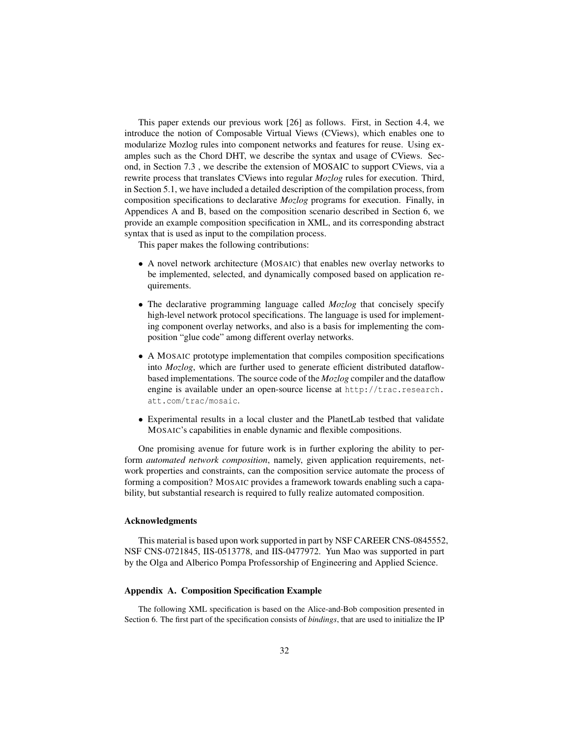This paper extends our previous work [26] as follows. First, in Section 4.4, we introduce the notion of Composable Virtual Views (CViews), which enables one to modularize Mozlog rules into component networks and features for reuse. Using examples such as the Chord DHT, we describe the syntax and usage of CViews. Second, in Section 7.3 , we describe the extension of MOSAIC to support CViews, via a rewrite process that translates CViews into regular *Mozlog* rules for execution. Third, in Section 5.1, we have included a detailed description of the compilation process, from composition specifications to declarative *Mozlog* programs for execution. Finally, in Appendices A and B, based on the composition scenario described in Section 6, we provide an example composition specification in XML, and its corresponding abstract syntax that is used as input to the compilation process.

This paper makes the following contributions:

- A novel network architecture (MOSAIC) that enables new overlay networks to be implemented, selected, and dynamically composed based on application requirements.
- The declarative programming language called *Mozlog* that concisely specify high-level network protocol specifications. The language is used for implementing component overlay networks, and also is a basis for implementing the composition "glue code" among different overlay networks.
- A MOSAIC prototype implementation that compiles composition specifications into *Mozlog*, which are further used to generate efficient distributed dataflow-based implementations. The source code of the *Mozlog* compiler and the dataflow engine is available under an open-source license at `http://trac.research.att.com/trac/mosaic`.
- Experimental results in a local cluster and the PlanetLab testbed that validate MOSAIC's capabilities in enable dynamic and flexible compositions.

One promising avenue for future work is in further exploring the ability to perform *automated network composition*, namely, given application requirements, network properties and constraints, can the composition service automate the process of forming a composition? MOSAIC provides a framework towards enabling such a capability, but substantial research is required to fully realize automated composition.

### Acknowledgments

This material is based upon work supported in part by NSF CAREER CNS-0845552, NSF CNS-0721845, IIS-0513778, and IIS-0477972. Yun Mao was supported in part by the Olga and Alberico Pompa Professorship of Engineering and Applied Science.

### Appendix A. Composition Specification Example

The following XML specification is based on the Alice-and-Bob composition presented in Section 6. The first part of the specification consists of *bindings*, that are used to initialize the IP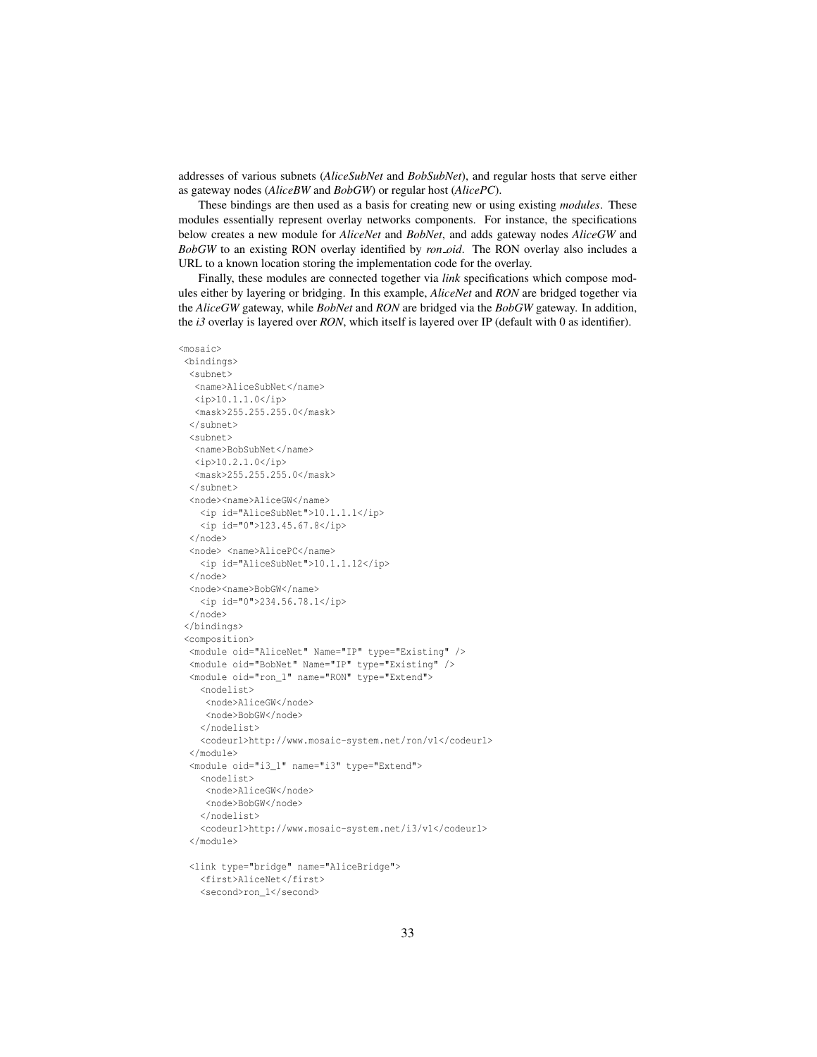addresses of various subnets (*AliceSubNet* and *BobSubNet*), and regular hosts that serve either as gateway nodes (*AliceBW* and *BobGW*) or regular host (*AlicePC*).

These bindings are then used as a basis for creating new or using existing *modules*. These modules essentially represent overlay networks components. For instance, the specifications below creates a new module for *AliceNet* and *BobNet*, and adds gateway nodes *AliceGW* and *BobGW* to an existing RON overlay identified by *ron_oid*. The RON overlay also includes a URL to a known location storing the implementation code for the overlay.

Finally, these modules are connected together via *link* specifications which compose modules either by layering or bridging. In this example, *AliceNet* and *RON* are bridged together via the *AliceGW* gateway, while *BobNet* and *RON* are bridged via the *BobGW* gateway. In addition, the *i3* overlay is layered over *RON*, which itself is layered over IP (default with 0 as identifier).

```
<mosaic>
 <bindings>
  <subnet>
   <name>AliceSubNet</name>
   <ip>10.1.1.0</ip>
   <mask>255.255.255.0</mask>
  </subnet>
  <subnet>
   <name>BobSubNet</name>
   <ip>10.2.1.0</ip>
   <mask>255.255.255.0</mask>
  </subnet>
  <node><name>AliceGW</name>
    <ip id="AliceSubNet">10.1.1.1</ip>
    <ip id="0">123.45.67.8</ip>
  </node>
  <node> <name>AlicePC</name>
    <ip id="AliceSubNet">10.1.1.12</ip>
  </node>
  <node><name>BobGW</name>
    <ip id="0">234.56.78.1</ip>
  </node>
 </bindings>
 <composition>
  <module oid="AliceNet" Name="IP" type="Existing" />
  <module oid="BobNet" Name="IP" type="Existing" />
  <module oid="ron_1" name="RON" type="Extend">
    <nodelist>
     <node>AliceGW</node>
     <node>BobGW</node>
    </nodelist>
    <codeurl>http://www.mosaic-system.net/ron/v1</codeurl>
  </module>
  <module oid="i3_1" name="i3" type="Extend">
    <nodelist>
     <node>AliceGW</node>
     <node>BobGW</node>
    </nodelist>
    <codeurl>http://www.mosaic-system.net/i3/v1</codeurl>
  </module>

  <link type="bridge" name="AliceBridge">
    <first>AliceNet</first>
    <second>ron_1</second>
```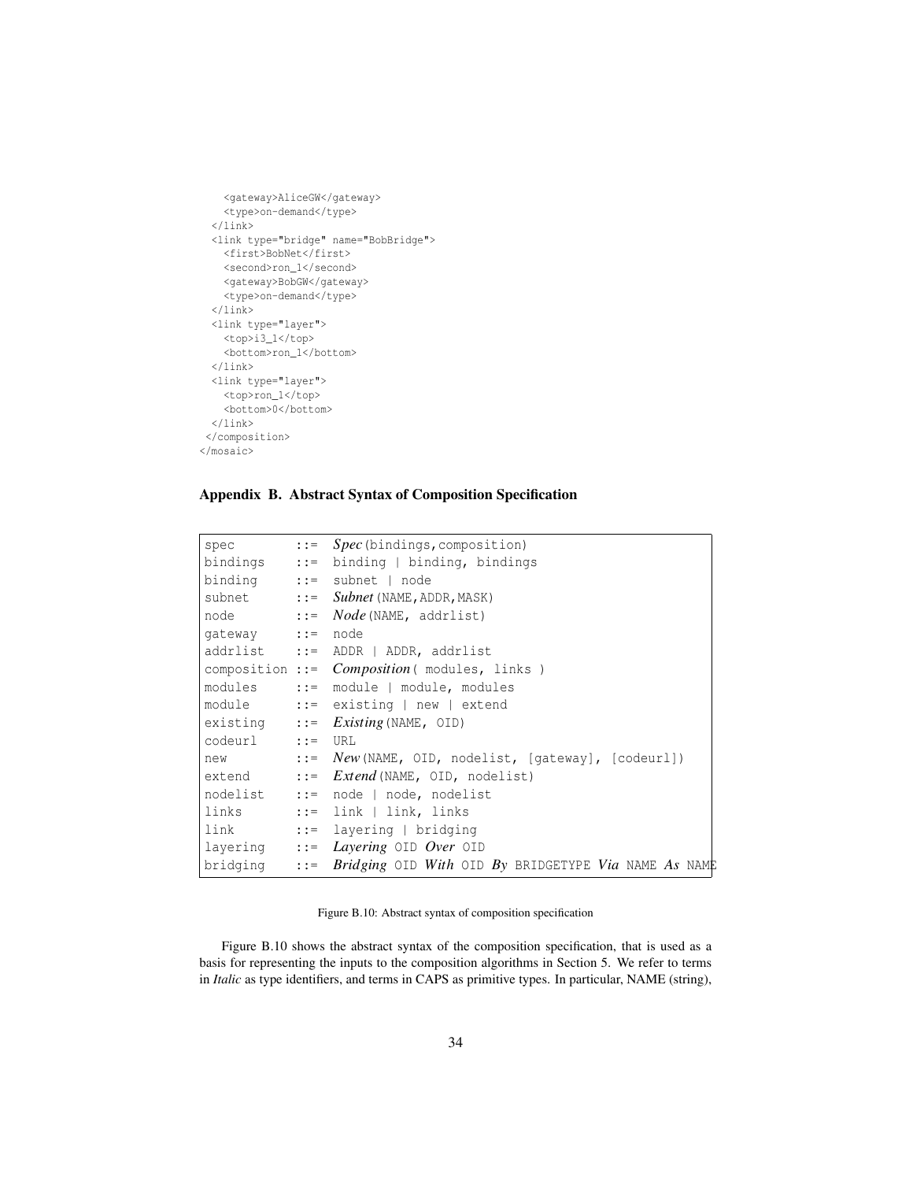```
    <gateway>AliceGW</gateway>
    <type>on-demand</type>
  </link>
  <link type="bridge" name="BobBridge">
    <first>BobNet</first>
    <second>ron_1</second>
    <gateway>BobGW</gateway>
    <type>on-demand</type>
  </link>
  <link type="layer">
    <top>i3_1</top>
    <bottom>ron_1</bottom>
  </link>
  <link type="layer">
    <top>ron_1</top>
    <bottom>0</bottom>
  </link>
 </composition>
</mosaic>
```

## Appendix B. Abstract Syntax of Composition Specification

```
spec        ::=  Spec(bindings,composition)
bindings    ::=  binding | binding, bindings
binding     ::=  subnet | node
subnet      ::=  Subnet(NAME,ADDR,MASK)
node        ::=  Node(NAME, addrlist)
gateway     ::=  node
addrlist    ::=  ADDR | ADDR, addrlist
composition ::=  Composition( modules, links )
modules     ::=  module | module, modules
module      ::=  existing | new | extend
existing    ::=  Existing(NAME, OID)
codeurl     ::=  URL
new         ::=  New(NAME, OID, nodelist, [gateway], [codeurl])
extend      ::=  Extend(NAME, OID, nodelist)
nodelist    ::=  node | node, nodelist
links       ::=  link | link, links
link        ::=  layering | bridging
layering    ::=  Layering OID Over OID
bridging    ::=  Bridging OID With OID By BRIDGETYPE Via NAME As NAME
```

Figure B.10: Abstract syntax of composition specification

Figure B.10 shows the abstract syntax of the composition specification, that is used as a basis for representing the inputs to the composition algorithms in Section 5. We refer to terms in *Italic* as type identifiers, and terms in CAPS as primitive types. In particular, NAME (string),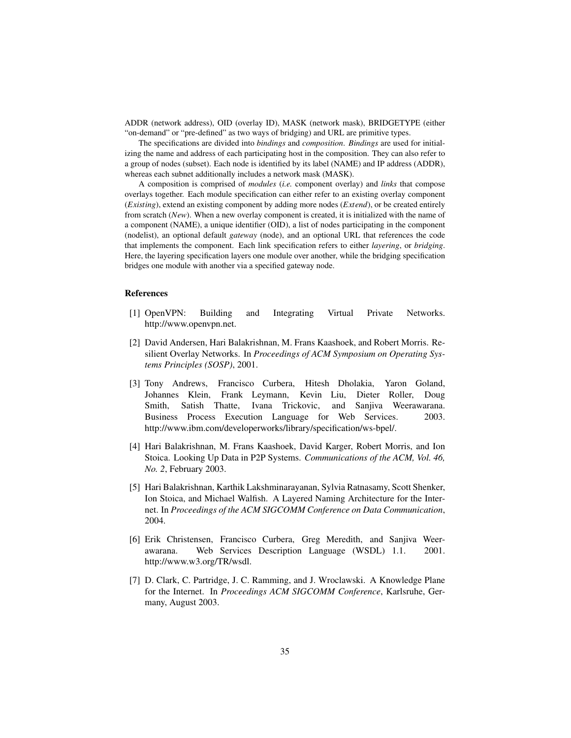ADDR (network address), OID (overlay ID), MASK (network mask), BRIDGETYPE (either "on-demand" or "pre-defined" as two ways of bridging) and URL are primitive types.

The specifications are divided into *bindings* and *composition*. *Bindings* are used for initializing the name and address of each participating host in the composition. They can also refer to a group of nodes (subset). Each node is identified by its label (NAME) and IP address (ADDR), whereas each subnet additionally includes a network mask (MASK).

A composition is comprised of *modules* (*i.e.* component overlay) and *links* that compose overlays together. Each module specification can either refer to an existing overlay component (*Existing*), extend an existing component by adding more nodes (*Extend*), or be created entirely from scratch (*New*). When a new overlay component is created, it is initialized with the name of a component (NAME), a unique identifier (OID), a list of nodes participating in the component (nodelist), an optional default *gateway* (node), and an optional URL that references the code that implements the component. Each link specification refers to either *layering*, or *bridging*. Here, the layering specification layers one module over another, while the bridging specification bridges one module with another via a specified gateway node.

## References

[1] OpenVPN: Building and Integrating Virtual Private Networks. http://www.openvpn.net.

[2] David Andersen, Hari Balakrishnan, M. Frans Kaashoek, and Robert Morris. Resilient Overlay Networks. In *Proceedings of ACM Symposium on Operating Systems Principles (SOSP)*, 2001.

[3] Tony Andrews, Francisco Curbera, Hitesh Dholakia, Yaron Goland, Johannes Klein, Frank Leymann, Kevin Liu, Dieter Roller, Doug Smith, Satish Thatte, Ivana Trickovic, and Sanjiva Weerawarana. Business Process Execution Language for Web Services. 2003. http://www.ibm.com/developerworks/library/specification/ws-bpel/.

[4] Hari Balakrishnan, M. Frans Kaashoek, David Karger, Robert Morris, and Ion Stoica. Looking Up Data in P2P Systems. *Communications of the ACM, Vol. 46, No. 2*, February 2003.

[5] Hari Balakrishnan, Karthik Lakshminarayanan, Sylvia Ratnasamy, Scott Shenker, Ion Stoica, and Michael Walfish. A Layered Naming Architecture for the Internet. In *Proceedings of the ACM SIGCOMM Conference on Data Communication*, 2004.

[6] Erik Christensen, Francisco Curbera, Greg Meredith, and Sanjiva Weerawarana. Web Services Description Language (WSDL) 1.1. 2001. http://www.w3.org/TR/wsdl.

[7] D. Clark, C. Partridge, J. C. Ramming, and J. Wroclawski. A Knowledge Plane for the Internet. In *Proceedings ACM SIGCOMM Conference*, Karlsruhe, Germany, August 2003.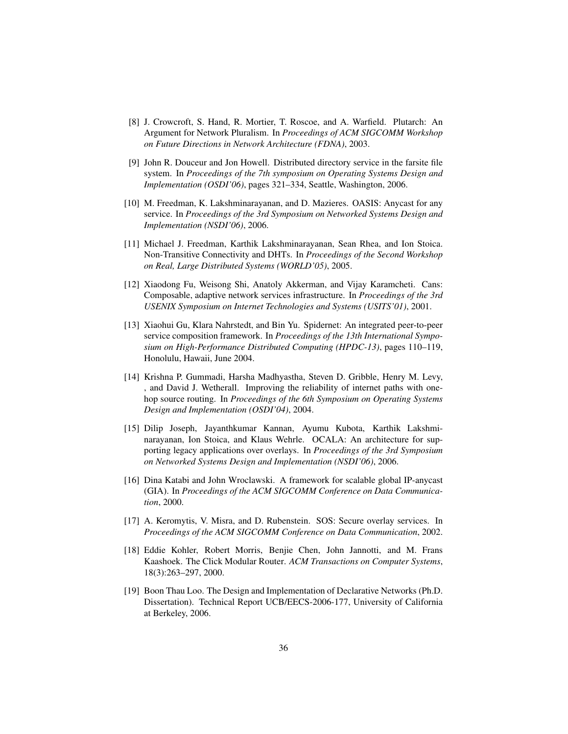[8] J. Crowcroft, S. Hand, R. Mortier, T. Roscoe, and A. Warfield. Plutarch: An Argument for Network Pluralism. In *Proceedings of ACM SIGCOMM Workshop on Future Directions in Network Architecture (FDNA)*, 2003.

[9] John R. Douceur and Jon Howell. Distributed directory service in the farsite file system. In *Proceedings of the 7th symposium on Operating Systems Design and Implementation (OSDI'06)*, pages 321–334, Seattle, Washington, 2006.

[10] M. Freedman, K. Lakshminarayanan, and D. Mazieres. OASIS: Anycast for any service. In *Proceedings of the 3rd Symposium on Networked Systems Design and Implementation (NSDI'06)*, 2006.

[11] Michael J. Freedman, Karthik Lakshminarayanan, Sean Rhea, and Ion Stoica. Non-Transitive Connectivity and DHTs. In *Proceedings of the Second Workshop on Real, Large Distributed Systems (WORLD'05)*, 2005.

[12] Xiaodong Fu, Weisong Shi, Anatoly Akkerman, and Vijay Karamcheti. Cans: Composable, adaptive network services infrastructure. In *Proceedings of the 3rd USENIX Symposium on Internet Technologies and Systems (USITS'01)*, 2001.

[13] Xiaohui Gu, Klara Nahrstedt, and Bin Yu. Spidernet: An integrated peer-to-peer service composition framework. In *Proceedings of the 13th International Symposium on High-Performance Distributed Computing (HPDC-13)*, pages 110–119, Honolulu, Hawaii, June 2004.

[14] Krishna P. Gummadi, Harsha Madhyastha, Steven D. Gribble, Henry M. Levy, , and David J. Wetherall. Improving the reliability of internet paths with one-hop source routing. In *Proceedings of the 6th Symposium on Operating Systems Design and Implementation (OSDI'04)*, 2004.

[15] Dilip Joseph, Jayanthkumar Kannan, Ayumu Kubota, Karthik Lakshminarayanan, Ion Stoica, and Klaus Wehrle. OCALA: An architecture for supporting legacy applications over overlays. In *Proceedings of the 3rd Symposium on Networked Systems Design and Implementation (NSDI'06)*, 2006.

[16] Dina Katabi and John Wroclawski. A framework for scalable global IP-anycast (GIA). In *Proceedings of the ACM SIGCOMM Conference on Data Communication*, 2000.

[17] A. Keromytis, V. Misra, and D. Rubenstein. SOS: Secure overlay services. In *Proceedings of the ACM SIGCOMM Conference on Data Communication*, 2002.

[18] Eddie Kohler, Robert Morris, Benjie Chen, John Jannotti, and M. Frans Kaashoek. The Click Modular Router. *ACM Transactions on Computer Systems*, 18(3):263–297, 2000.

[19] Boon Thau Loo. The Design and Implementation of Declarative Networks (Ph.D. Dissertation). Technical Report UCB/EECS-2006-177, University of California at Berkeley, 2006.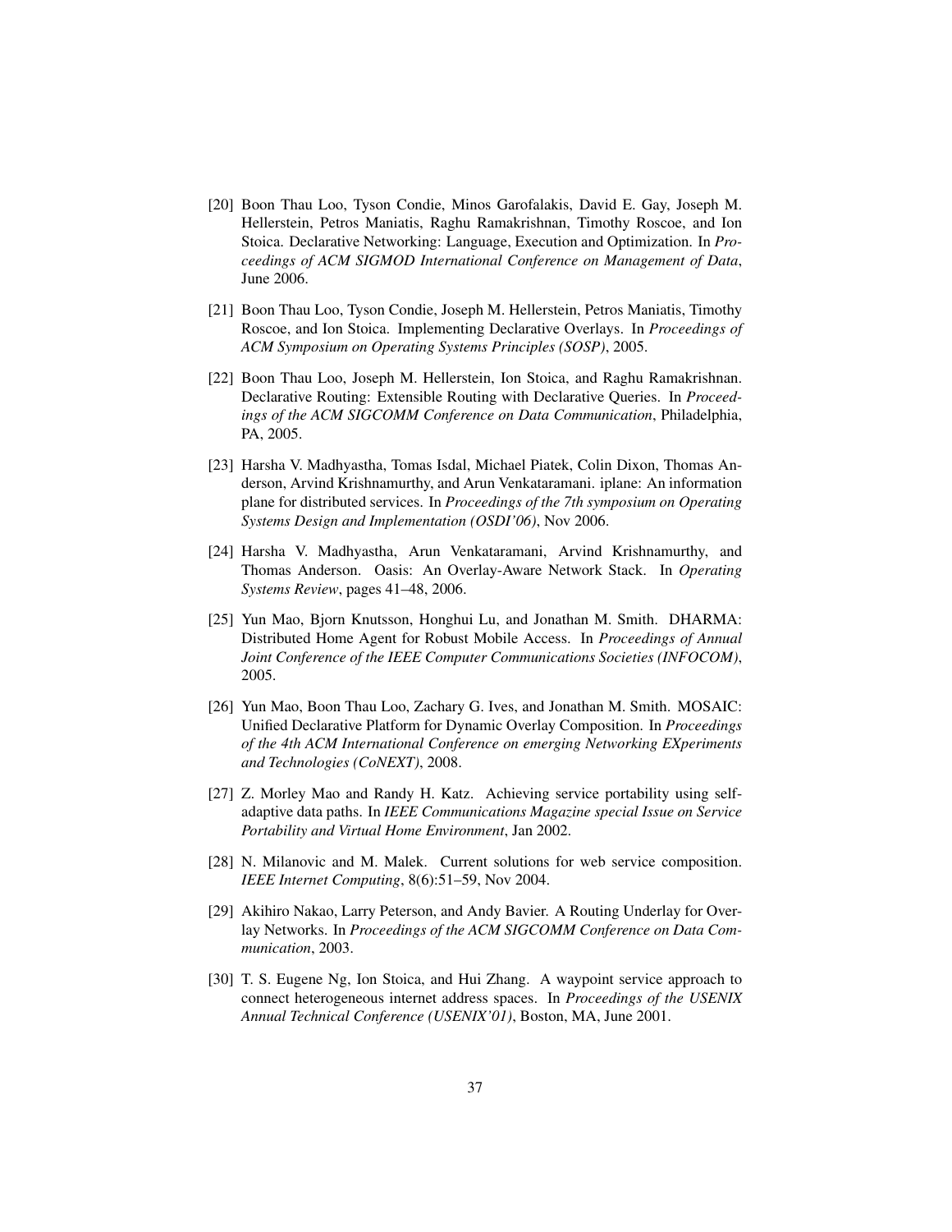[20] Boon Thau Loo, Tyson Condie, Minos Garofalakis, David E. Gay, Joseph M. Hellerstein, Petros Maniatis, Raghu Ramakrishnan, Timothy Roscoe, and Ion Stoica. Declarative Networking: Language, Execution and Optimization. In *Proceedings of ACM SIGMOD International Conference on Management of Data*, June 2006.

[21] Boon Thau Loo, Tyson Condie, Joseph M. Hellerstein, Petros Maniatis, Timothy Roscoe, and Ion Stoica. Implementing Declarative Overlays. In *Proceedings of ACM Symposium on Operating Systems Principles (SOSP)*, 2005.

[22] Boon Thau Loo, Joseph M. Hellerstein, Ion Stoica, and Raghu Ramakrishnan. Declarative Routing: Extensible Routing with Declarative Queries. In *Proceedings of the ACM SIGCOMM Conference on Data Communication*, Philadelphia, PA, 2005.

[23] Harsha V. Madhyastha, Tomas Isdal, Michael Piatek, Colin Dixon, Thomas Anderson, Arvind Krishnamurthy, and Arun Venkataramani. iplane: An information plane for distributed services. In *Proceedings of the 7th symposium on Operating Systems Design and Implementation (OSDI'06)*, Nov 2006.

[24] Harsha V. Madhyastha, Arun Venkataramani, Arvind Krishnamurthy, and Thomas Anderson. Oasis: An Overlay-Aware Network Stack. In *Operating Systems Review*, pages 41–48, 2006.

[25] Yun Mao, Bjorn Knutsson, Honghui Lu, and Jonathan M. Smith. DHARMA: Distributed Home Agent for Robust Mobile Access. In *Proceedings of Annual Joint Conference of the IEEE Computer Communications Societies (INFOCOM)*, 2005.

[26] Yun Mao, Boon Thau Loo, Zachary G. Ives, and Jonathan M. Smith. MOSAIC: Unified Declarative Platform for Dynamic Overlay Composition. In *Proceedings of the 4th ACM International Conference on emerging Networking EXperiments and Technologies (CoNEXT)*, 2008.

[27] Z. Morley Mao and Randy H. Katz. Achieving service portability using self-adaptive data paths. In *IEEE Communications Magazine special Issue on Service Portability and Virtual Home Environment*, Jan 2002.

[28] N. Milanovic and M. Malek. Current solutions for web service composition. *IEEE Internet Computing*, 8(6):51–59, Nov 2004.

[29] Akihiro Nakao, Larry Peterson, and Andy Bavier. A Routing Underlay for Overlay Networks. In *Proceedings of the ACM SIGCOMM Conference on Data Communication*, 2003.

[30] T. S. Eugene Ng, Ion Stoica, and Hui Zhang. A waypoint service approach to connect heterogeneous internet address spaces. In *Proceedings of the USENIX Annual Technical Conference (USENIX'01)*, Boston, MA, June 2001.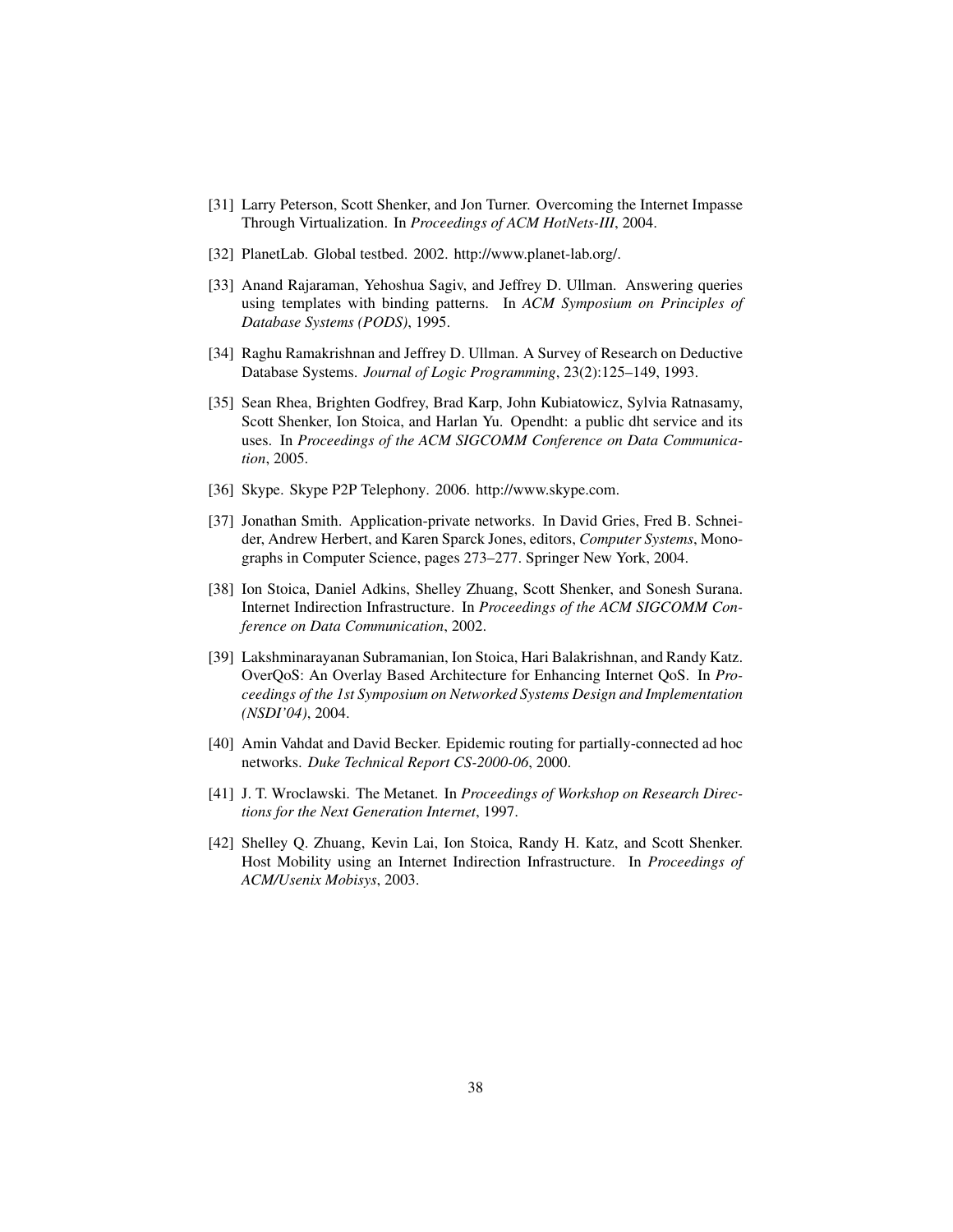[31] Larry Peterson, Scott Shenker, and Jon Turner. Overcoming the Internet Impasse Through Virtualization. In *Proceedings of ACM HotNets-III*, 2004.

[32] PlanetLab. Global testbed. 2002. http://www.planet-lab.org/.

[33] Anand Rajaraman, Yehoshua Sagiv, and Jeffrey D. Ullman. Answering queries using templates with binding patterns. In *ACM Symposium on Principles of Database Systems (PODS)*, 1995.

[34] Raghu Ramakrishnan and Jeffrey D. Ullman. A Survey of Research on Deductive Database Systems. *Journal of Logic Programming*, 23(2):125–149, 1993.

[35] Sean Rhea, Brighten Godfrey, Brad Karp, John Kubiatowicz, Sylvia Ratnasamy, Scott Shenker, Ion Stoica, and Harlan Yu. Opendht: a public dht service and its uses. In *Proceedings of the ACM SIGCOMM Conference on Data Communication*, 2005.

[36] Skype. Skype P2P Telephony. 2006. http://www.skype.com.

[37] Jonathan Smith. Application-private networks. In David Gries, Fred B. Schneider, Andrew Herbert, and Karen Sparck Jones, editors, *Computer Systems*, Monographs in Computer Science, pages 273–277. Springer New York, 2004.

[38] Ion Stoica, Daniel Adkins, Shelley Zhuang, Scott Shenker, and Sonesh Surana. Internet Indirection Infrastructure. In *Proceedings of the ACM SIGCOMM Conference on Data Communication*, 2002.

[39] Lakshminarayanan Subramanian, Ion Stoica, Hari Balakrishnan, and Randy Katz. OverQoS: An Overlay Based Architecture for Enhancing Internet QoS. In *Proceedings of the 1st Symposium on Networked Systems Design and Implementation (NSDI'04)*, 2004.

[40] Amin Vahdat and David Becker. Epidemic routing for partially-connected ad hoc networks. *Duke Technical Report CS-2000-06*, 2000.

[41] J. T. Wroclawski. The Metanet. In *Proceedings of Workshop on Research Directions for the Next Generation Internet*, 1997.

[42] Shelley Q. Zhuang, Kevin Lai, Ion Stoica, Randy H. Katz, and Scott Shenker. Host Mobility using an Internet Indirection Infrastructure. In *Proceedings of ACM/Usenix Mobisys*, 2003.